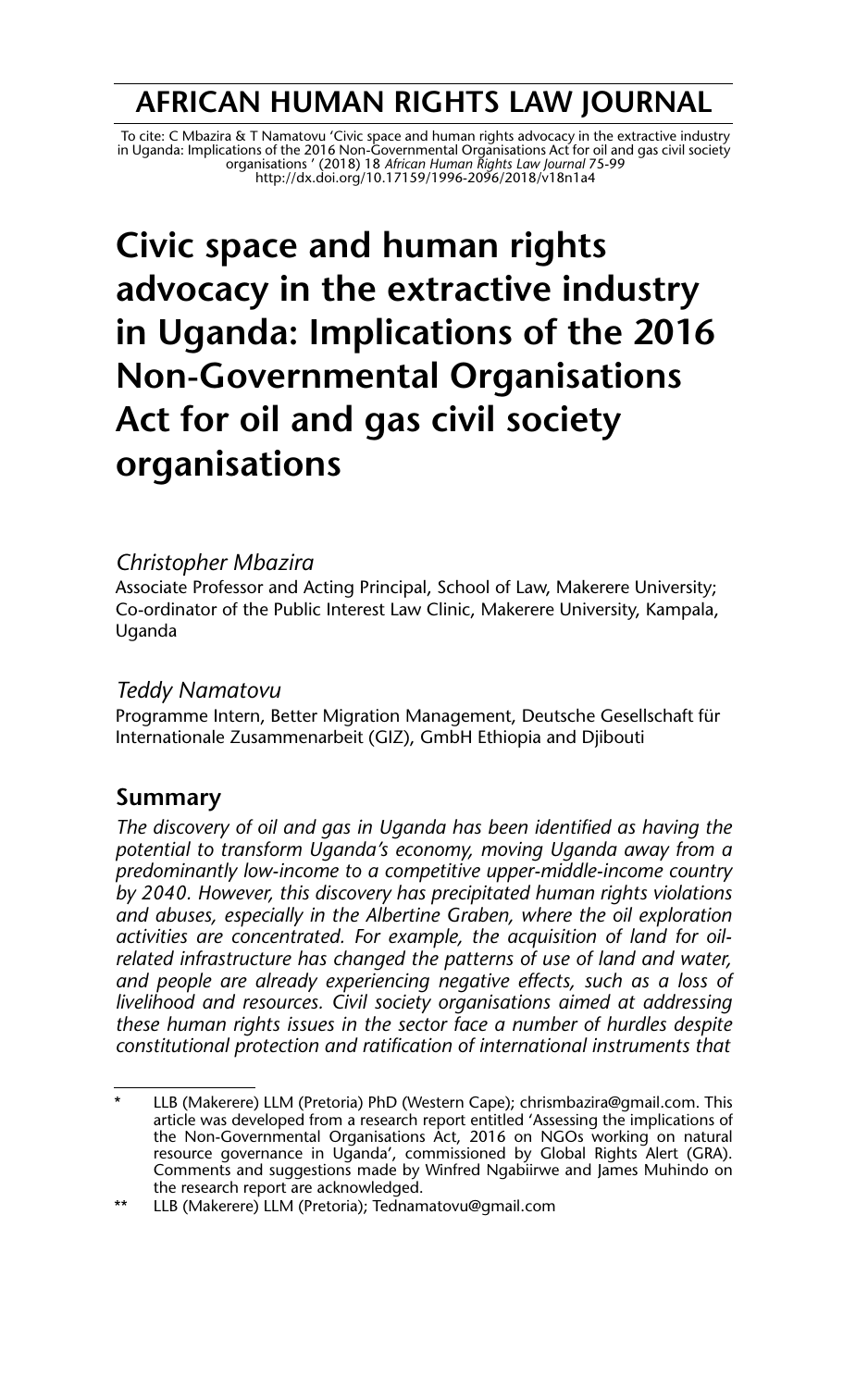# AFRICAN HUMAN RIGHTS LAW JOURNAL

To cite: C Mbazira & T Namatovu 'Civic space and human rights advocacy in the extractive industry in Uganda: Implications of the 2016 Non-Governmental Organisations Act for oil and gas civil society organisations ' (2018) 18 *African Human Rights Law Journal* 75-99
http://dx.doi.org/10.17159/1996-2096/2018/v18n1a4

# Civic space and human rights advocacy in the extractive industry in Uganda: Implications of the 2016 Non-Governmental Organisations Act for oil and gas civil society organisations

*Christopher Mbazira*
Associate Professor and Acting Principal, School of Law, Makerere University; Co-ordinator of the Public Interest Law Clinic, Makerere University, Kampala, Uganda

*Teddy Namatovu*
Programme Intern, Better Migration Management, Deutsche Gesellschaft für Internationale Zusammenarbeit (GIZ), GmbH Ethiopia and Djibouti

## Summary

*The discovery of oil and gas in Uganda has been identified as having the potential to transform Uganda's economy, moving Uganda away from a predominantly low-income to a competitive upper-middle-income country by 2040. However, this discovery has precipitated human rights violations and abuses, especially in the Albertine Graben, where the oil exploration activities are concentrated. For example, the acquisition of land for oil-related infrastructure has changed the patterns of use of land and water, and people are already experiencing negative effects, such as a loss of livelihood and resources. Civil society organisations aimed at addressing these human rights issues in the sector face a number of hurdles despite constitutional protection and ratification of international instruments that*

---

\* LLB (Makerere) LLM (Pretoria) PhD (Western Cape); chrismbazira@gmail.com. This article was developed from a research report entitled 'Assessing the implications of the Non-Governmental Organisations Act, 2016 on NGOs working on natural resource governance in Uganda', commissioned by Global Rights Alert (GRA). Comments and suggestions made by Winfred Ngabiirwe and James Muhindo on the research report are acknowledged.

\*\* LLB (Makerere) LLM (Pretoria); Tednamatovu@gmail.com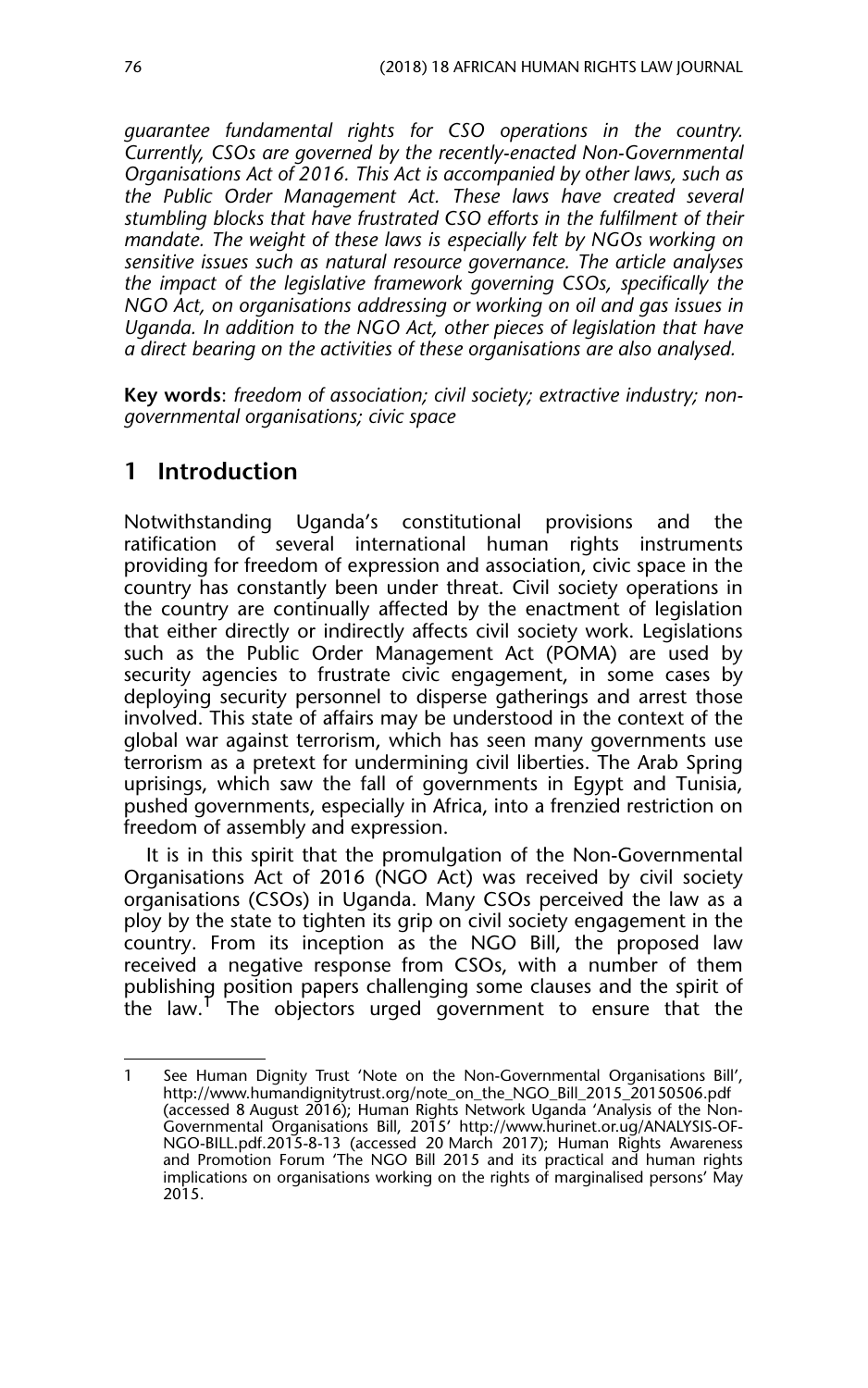*guarantee fundamental rights for CSO operations in the country. Currently, CSOs are governed by the recently-enacted Non-Governmental Organisations Act of 2016. This Act is accompanied by other laws, such as the Public Order Management Act. These laws have created several stumbling blocks that have frustrated CSO efforts in the fulfilment of their mandate. The weight of these laws is especially felt by NGOs working on sensitive issues such as natural resource governance. The article analyses the impact of the legislative framework governing CSOs, specifically the NGO Act, on organisations addressing or working on oil and gas issues in Uganda. In addition to the NGO Act, other pieces of legislation that have a direct bearing on the activities of these organisations are also analysed.*

**Key words**: *freedom of association; civil society; extractive industry; non-governmental organisations; civic space*

## 1 Introduction

Notwithstanding Uganda's constitutional provisions and the ratification of several international human rights instruments providing for freedom of expression and association, civic space in the country has constantly been under threat. Civil society operations in the country are continually affected by the enactment of legislation that either directly or indirectly affects civil society work. Legislations such as the Public Order Management Act (POMA) are used by security agencies to frustrate civic engagement, in some cases by deploying security personnel to disperse gatherings and arrest those involved. This state of affairs may be understood in the context of the global war against terrorism, which has seen many governments use terrorism as a pretext for undermining civil liberties. The Arab Spring uprisings, which saw the fall of governments in Egypt and Tunisia, pushed governments, especially in Africa, into a frenzied restriction on freedom of assembly and expression.

It is in this spirit that the promulgation of the Non-Governmental Organisations Act of 2016 (NGO Act) was received by civil society organisations (CSOs) in Uganda. Many CSOs perceived the law as a ploy by the state to tighten its grip on civil society engagement in the country. From its inception as the NGO Bill, the proposed law received a negative response from CSOs, with a number of them publishing position papers challenging some clauses and the spirit of the law.[1] The objectors urged government to ensure that the

1 See Human Dignity Trust 'Note on the Non-Governmental Organisations Bill', http://www.humandignitytrust.org/note_on_the_NGO_Bill_2015_20150506.pdf (accessed 8 August 2016); Human Rights Network Uganda 'Analysis of the Non-Governmental Organisations Bill, 2015' http://www.hurinet.or.ug/ANALYSIS-OF-NGO-BILL.pdf.2015-8-13 (accessed 20 March 2017); Human Rights Awareness and Promotion Forum 'The NGO Bill 2015 and its practical and human rights implications on organisations working on the rights of marginalised persons' May 2015.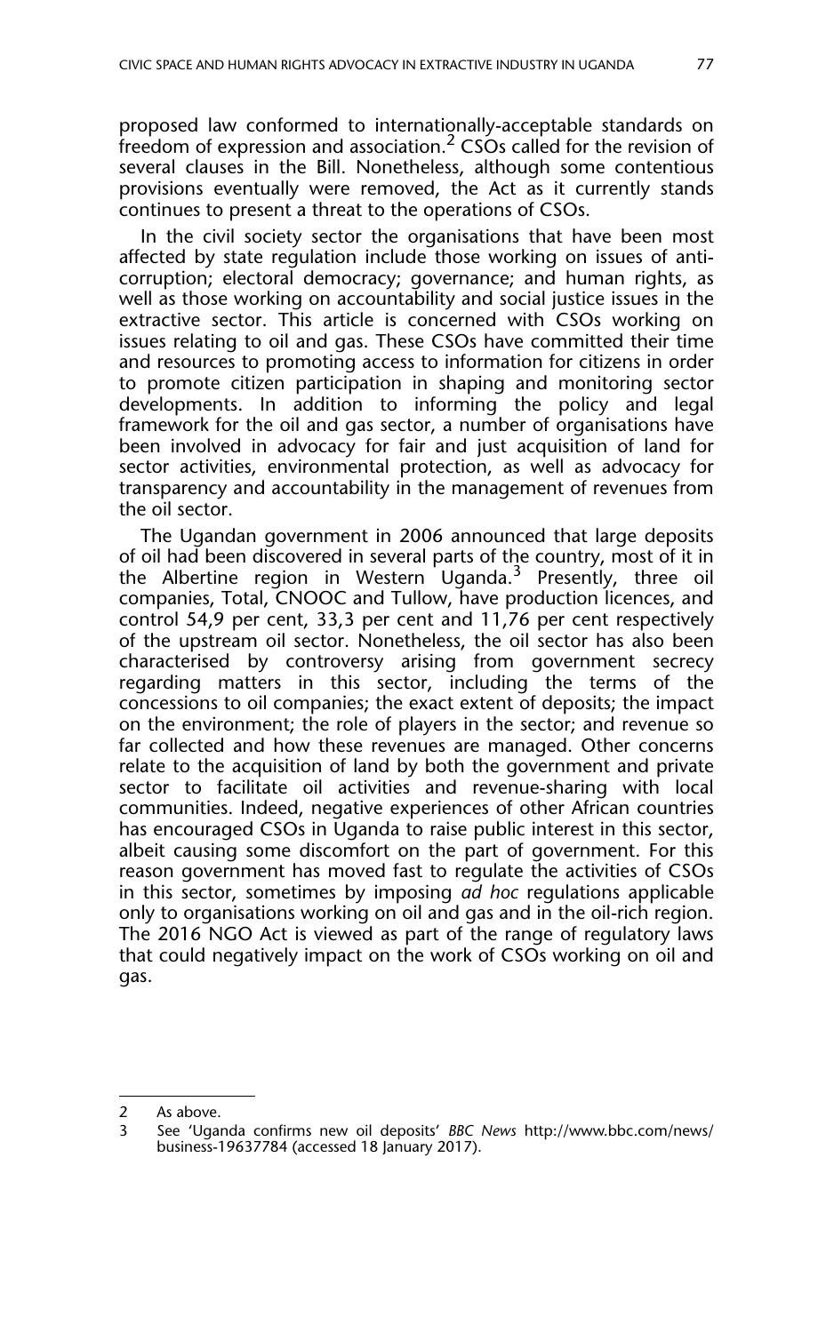proposed law conformed to internationally-acceptable standards on freedom of expression and association.[2] CSOs called for the revision of several clauses in the Bill. Nonetheless, although some contentious provisions eventually were removed, the Act as it currently stands continues to present a threat to the operations of CSOs.

In the civil society sector the organisations that have been most affected by state regulation include those working on issues of anti-corruption; electoral democracy; governance; and human rights, as well as those working on accountability and social justice issues in the extractive sector. This article is concerned with CSOs working on issues relating to oil and gas. These CSOs have committed their time and resources to promoting access to information for citizens in order to promote citizen participation in shaping and monitoring sector developments. In addition to informing the policy and legal framework for the oil and gas sector, a number of organisations have been involved in advocacy for fair and just acquisition of land for sector activities, environmental protection, as well as advocacy for transparency and accountability in the management of revenues from the oil sector.

The Ugandan government in 2006 announced that large deposits of oil had been discovered in several parts of the country, most of it in the Albertine region in Western Uganda.[3] Presently, three oil companies, Total, CNOOC and Tullow, have production licences, and control 54,9 per cent, 33,3 per cent and 11,76 per cent respectively of the upstream oil sector. Nonetheless, the oil sector has also been characterised by controversy arising from government secrecy regarding matters in this sector, including the terms of the concessions to oil companies; the exact extent of deposits; the impact on the environment; the role of players in the sector; and revenue so far collected and how these revenues are managed. Other concerns relate to the acquisition of land by both the government and private sector to facilitate oil activities and revenue-sharing with local communities. Indeed, negative experiences of other African countries has encouraged CSOs in Uganda to raise public interest in this sector, albeit causing some discomfort on the part of government. For this reason government has moved fast to regulate the activities of CSOs in this sector, sometimes by imposing *ad hoc* regulations applicable only to organisations working on oil and gas and in the oil-rich region. The 2016 NGO Act is viewed as part of the range of regulatory laws that could negatively impact on the work of CSOs working on oil and gas.

---

2 As above.

3 See 'Uganda confirms new oil deposits' *BBC News* http://www.bbc.com/news/business-19637784 (accessed 18 January 2017).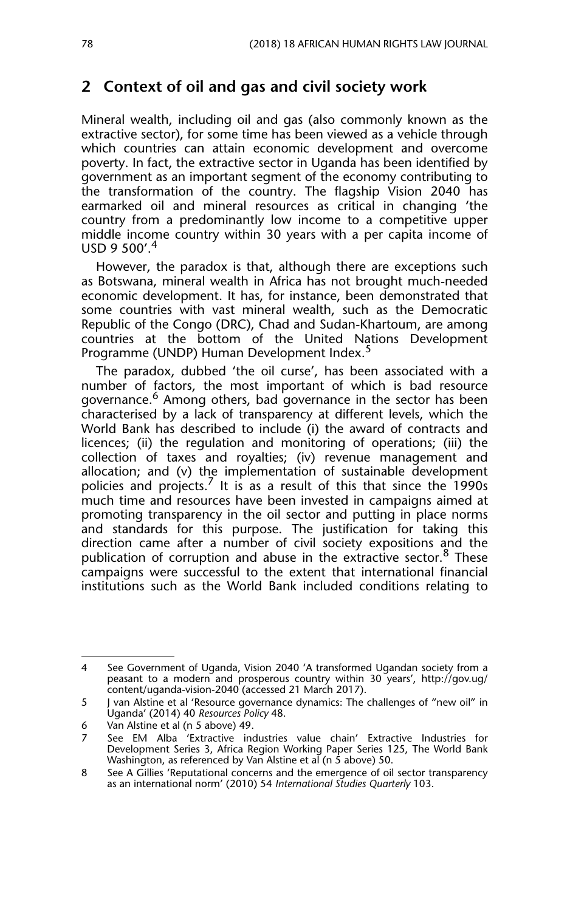## 2 Context of oil and gas and civil society work

Mineral wealth, including oil and gas (also commonly known as the extractive sector), for some time has been viewed as a vehicle through which countries can attain economic development and overcome poverty. In fact, the extractive sector in Uganda has been identified by government as an important segment of the economy contributing to the transformation of the country. The flagship Vision 2040 has earmarked oil and mineral resources as critical in changing 'the country from a predominantly low income to a competitive upper middle income country within 30 years with a per capita income of USD 9 500'.[4]

However, the paradox is that, although there are exceptions such as Botswana, mineral wealth in Africa has not brought much-needed economic development. It has, for instance, been demonstrated that some countries with vast mineral wealth, such as the Democratic Republic of the Congo (DRC), Chad and Sudan-Khartoum, are among countries at the bottom of the United Nations Development Programme (UNDP) Human Development Index.[5]

The paradox, dubbed 'the oil curse', has been associated with a number of factors, the most important of which is bad resource governance.[6] Among others, bad governance in the sector has been characterised by a lack of transparency at different levels, which the World Bank has described to include (i) the award of contracts and licences; (ii) the regulation and monitoring of operations; (iii) the collection of taxes and royalties; (iv) revenue management and allocation; and (v) the implementation of sustainable development policies and projects.[7] It is as a result of this that since the 1990s much time and resources have been invested in campaigns aimed at promoting transparency in the oil sector and putting in place norms and standards for this purpose. The justification for taking this direction came after a number of civil society expositions and the publication of corruption and abuse in the extractive sector.[8] These campaigns were successful to the extent that international financial institutions such as the World Bank included conditions relating to

---

4 See Government of Uganda, Vision 2040 'A transformed Ugandan society from a peasant to a modern and prosperous country within 30 years', http://gov.ug/content/uganda-vision-2040 (accessed 21 March 2017).

5 J van Alstine et al 'Resource governance dynamics: The challenges of "new oil" in Uganda' (2014) 40 *Resources Policy* 48.

6 Van Alstine et al (n 5 above) 49.

7 See EM Alba 'Extractive industries value chain' Extractive Industries for Development Series 3, Africa Region Working Paper Series 125, The World Bank Washington, as referenced by Van Alstine et al (n 5 above) 50.

8 See A Gillies 'Reputational concerns and the emergence of oil sector transparency as an international norm' (2010) 54 *International Studies Quarterly* 103.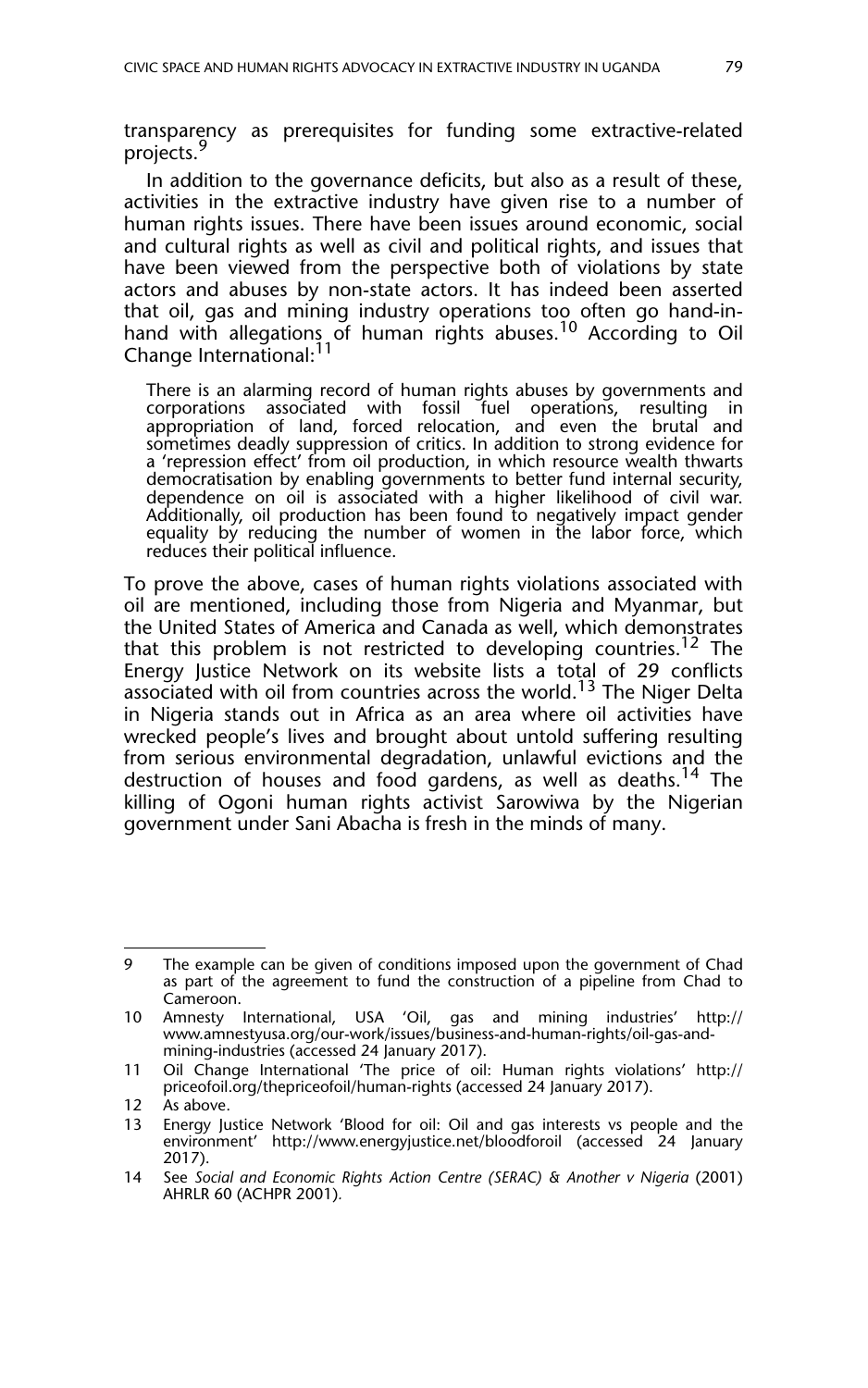transparency as prerequisites for funding some extractive-related projects.[9]

In addition to the governance deficits, but also as a result of these, activities in the extractive industry have given rise to a number of human rights issues. There have been issues around economic, social and cultural rights as well as civil and political rights, and issues that have been viewed from the perspective both of violations by state actors and abuses by non-state actors. It has indeed been asserted that oil, gas and mining industry operations too often go hand-in-hand with allegations of human rights abuses.[10] According to Oil Change International:[11]

> There is an alarming record of human rights abuses by governments and corporations associated with fossil fuel operations, resulting in appropriation of land, forced relocation, and even the brutal and sometimes deadly suppression of critics. In addition to strong evidence for a 'repression effect' from oil production, in which resource wealth thwarts democratisation by enabling governments to better fund internal security, dependence on oil is associated with a higher likelihood of civil war. Additionally, oil production has been found to negatively impact gender equality by reducing the number of women in the labor force, which reduces their political influence.

To prove the above, cases of human rights violations associated with oil are mentioned, including those from Nigeria and Myanmar, but the United States of America and Canada as well, which demonstrates that this problem is not restricted to developing countries.[12] The Energy Justice Network on its website lists a total of 29 conflicts associated with oil from countries across the world.[13] The Niger Delta in Nigeria stands out in Africa as an area where oil activities have wrecked people's lives and brought about untold suffering resulting from serious environmental degradation, unlawful evictions and the destruction of houses and food gardens, as well as deaths.[14] The killing of Ogoni human rights activist Sarowiwa by the Nigerian government under Sani Abacha is fresh in the minds of many.

---

9 The example can be given of conditions imposed upon the government of Chad as part of the agreement to fund the construction of a pipeline from Chad to Cameroon.

10 Amnesty International, USA 'Oil, gas and mining industries' http://www.amnestyusa.org/our-work/issues/business-and-human-rights/oil-gas-and-mining-industries (accessed 24 January 2017).

11 Oil Change International 'The price of oil: Human rights violations' http://priceofoil.org/thepriceofoil/human-rights (accessed 24 January 2017).

12 As above.

13 Energy Justice Network 'Blood for oil: Oil and gas interests vs people and the environment' http://www.energyjustice.net/bloodforoil (accessed 24 January 2017).

14 See *Social and Economic Rights Action Centre (SERAC) & Another v Nigeria* (2001) AHRLR 60 (ACHPR 2001).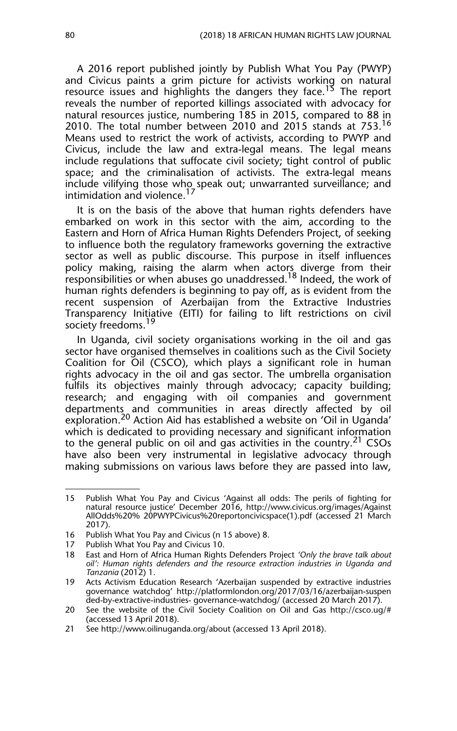A 2016 report published jointly by Publish What You Pay (PWYP) and Civicus paints a grim picture for activists working on natural resource issues and highlights the dangers they face.[15] The report reveals the number of reported killings associated with advocacy for natural resources justice, numbering 185 in 2015, compared to 88 in 2010. The total number between 2010 and 2015 stands at 753.[16] Means used to restrict the work of activists, according to PWYP and Civicus, include the law and extra-legal means. The legal means include regulations that suffocate civil society; tight control of public space; and the criminalisation of activists. The extra-legal means include vilifying those who speak out; unwarranted surveillance; and intimidation and violence.[17]

It is on the basis of the above that human rights defenders have embarked on work in this sector with the aim, according to the Eastern and Horn of Africa Human Rights Defenders Project, of seeking to influence both the regulatory frameworks governing the extractive sector as well as public discourse. This purpose in itself influences policy making, raising the alarm when actors diverge from their responsibilities or when abuses go unaddressed.[18] Indeed, the work of human rights defenders is beginning to pay off, as is evident from the recent suspension of Azerbaijan from the Extractive Industries Transparency Initiative (EITI) for failing to lift restrictions on civil society freedoms.[19]

In Uganda, civil society organisations working in the oil and gas sector have organised themselves in coalitions such as the Civil Society Coalition for Oil (CSCO), which plays a significant role in human rights advocacy in the oil and gas sector. The umbrella organisation fulfils its objectives mainly through advocacy; capacity building; research; and engaging with oil companies and government departments and communities in areas directly affected by oil exploration.[20] Action Aid has established a website on 'Oil in Uganda' which is dedicated to providing necessary and significant information to the general public on oil and gas activities in the country.[21] CSOs have also been very instrumental in legislative advocacy through making submissions on various laws before they are passed into law,

---

15 Publish What You Pay and Civicus 'Against all odds: The perils of fighting for natural resource justice' December 2016, http://www.civicus.org/images/Against AllOdds%20% 20PWYPCivicus%20reportoncivicspace(1).pdf (accessed 21 March 2017).

16 Publish What You Pay and Civicus (n 15 above) 8.

17 Publish What You Pay and Civicus 10.

18 East and Horn of Africa Human Rights Defenders Project *'Only the brave talk about oil': Human rights defenders and the resource extraction industries in Uganda and Tanzania* (2012) 1.

19 Acts Activism Education Research 'Azerbaijan suspended by extractive industries governance watchdog' http://platformlondon.org/2017/03/16/azerbaijan-suspended-by-extractive-industries- governance-watchdog/ (accessed 20 March 2017).

20 See the website of the Civil Society Coalition on Oil and Gas http://csco.ug/# (accessed 13 April 2018).

21 See http://www.oilinuganda.org/about (accessed 13 April 2018).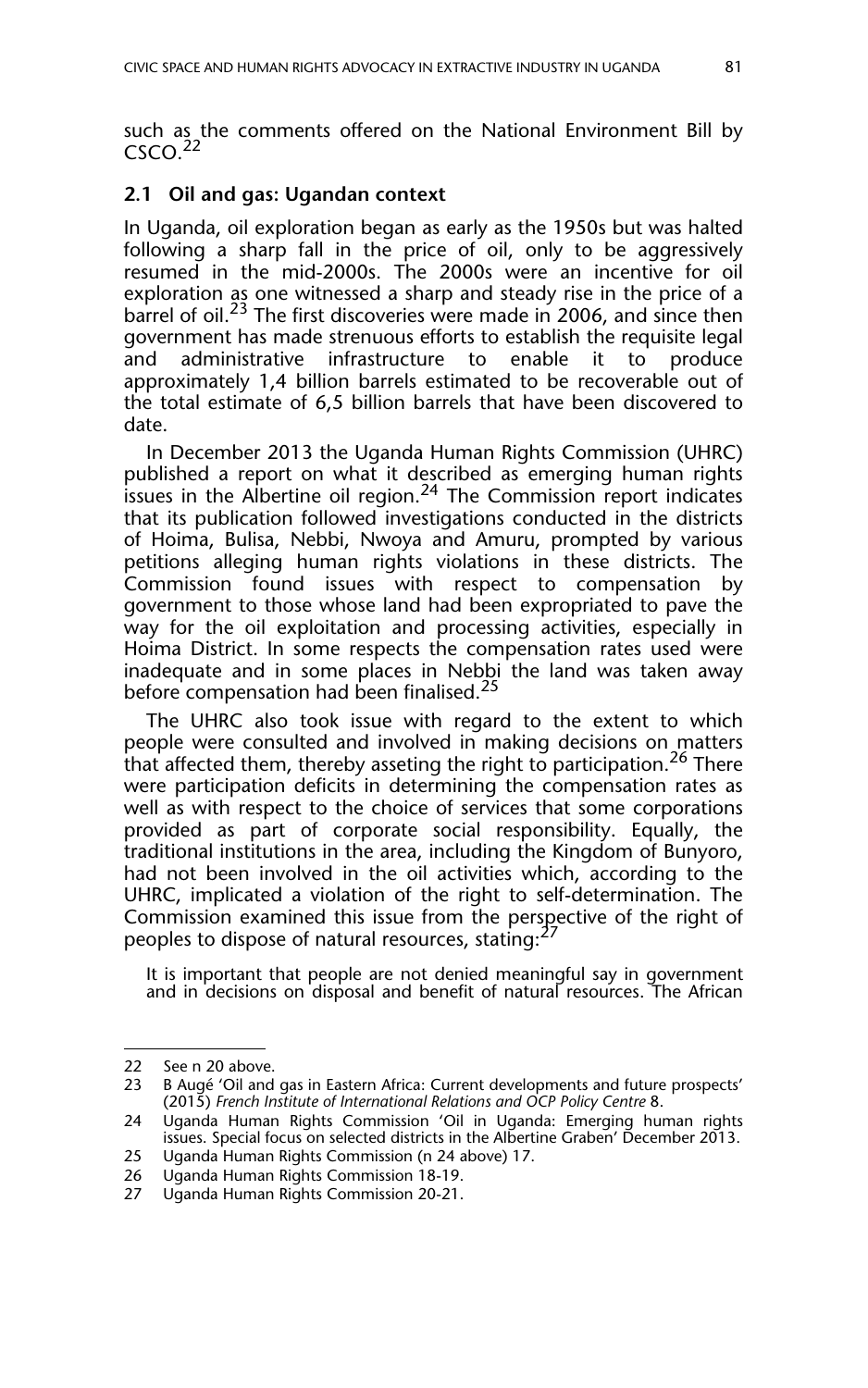such as the comments offered on the National Environment Bill by CSCO.[22]

### 2.1 Oil and gas: Ugandan context

In Uganda, oil exploration began as early as the 1950s but was halted following a sharp fall in the price of oil, only to be aggressively resumed in the mid-2000s. The 2000s were an incentive for oil exploration as one witnessed a sharp and steady rise in the price of a barrel of oil.[23] The first discoveries were made in 2006, and since then government has made strenuous efforts to establish the requisite legal and administrative infrastructure to enable it to produce approximately 1,4 billion barrels estimated to be recoverable out of the total estimate of 6,5 billion barrels that have been discovered to date.

In December 2013 the Uganda Human Rights Commission (UHRC) published a report on what it described as emerging human rights issues in the Albertine oil region.[24] The Commission report indicates that its publication followed investigations conducted in the districts of Hoima, Bulisa, Nebbi, Nwoya and Amuru, prompted by various petitions alleging human rights violations in these districts. The Commission found issues with respect to compensation by government to those whose land had been expropriated to pave the way for the oil exploitation and processing activities, especially in Hoima District. In some respects the compensation rates used were inadequate and in some places in Nebbi the land was taken away before compensation had been finalised.[25]

The UHRC also took issue with regard to the extent to which people were consulted and involved in making decisions on matters that affected them, thereby asseting the right to participation.[26] There were participation deficits in determining the compensation rates as well as with respect to the choice of services that some corporations provided as part of corporate social responsibility. Equally, the traditional institutions in the area, including the Kingdom of Bunyoro, had not been involved in the oil activities which, according to the UHRC, implicated a violation of the right to self-determination. The Commission examined this issue from the perspective of the right of peoples to dispose of natural resources, stating:[27]

> It is important that people are not denied meaningful say in government and in decisions on disposal and benefit of natural resources. The African

---

22 See n 20 above.

23 B Augé 'Oil and gas in Eastern Africa: Current developments and future prospects' (2015) *French Institute of International Relations and OCP Policy Centre* 8.

24 Uganda Human Rights Commission 'Oil in Uganda: Emerging human rights issues. Special focus on selected districts in the Albertine Graben' December 2013.

25 Uganda Human Rights Commission (n 24 above) 17.

26 Uganda Human Rights Commission 18-19.

27 Uganda Human Rights Commission 20-21.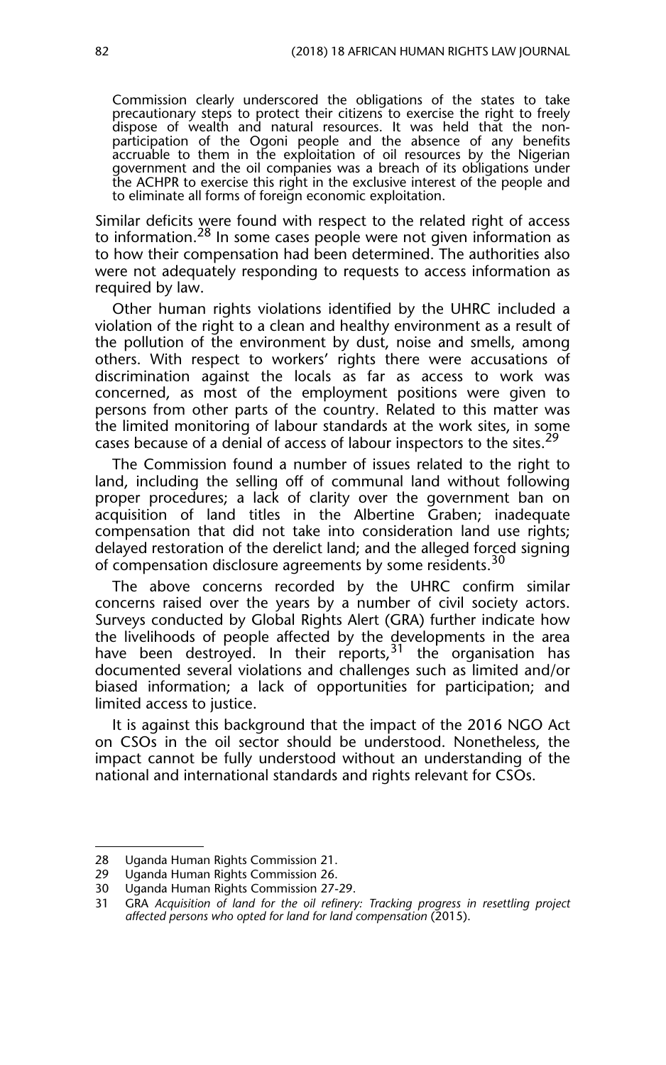> Commission clearly underscored the obligations of the states to take precautionary steps to protect their citizens to exercise the right to freely dispose of wealth and natural resources. It was held that the non-participation of the Ogoni people and the absence of any benefits accruable to them in the exploitation of oil resources by the Nigerian government and the oil companies was a breach of its obligations under the ACHPR to exercise this right in the exclusive interest of the people and to eliminate all forms of foreign economic exploitation.

Similar deficits were found with respect to the related right of access to information.[28] In some cases people were not given information as to how their compensation had been determined. The authorities also were not adequately responding to requests to access information as required by law.

Other human rights violations identified by the UHRC included a violation of the right to a clean and healthy environment as a result of the pollution of the environment by dust, noise and smells, among others. With respect to workers' rights there were accusations of discrimination against the locals as far as access to work was concerned, as most of the employment positions were given to persons from other parts of the country. Related to this matter was the limited monitoring of labour standards at the work sites, in some cases because of a denial of access of labour inspectors to the sites.[29]

The Commission found a number of issues related to the right to land, including the selling off of communal land without following proper procedures; a lack of clarity over the government ban on acquisition of land titles in the Albertine Graben; inadequate compensation that did not take into consideration land use rights; delayed restoration of the derelict land; and the alleged forced signing of compensation disclosure agreements by some residents.[30]

The above concerns recorded by the UHRC confirm similar concerns raised over the years by a number of civil society actors. Surveys conducted by Global Rights Alert (GRA) further indicate how the livelihoods of people affected by the developments in the area have been destroyed. In their reports,[31] the organisation has documented several violations and challenges such as limited and/or biased information; a lack of opportunities for participation; and limited access to justice.

It is against this background that the impact of the 2016 NGO Act on CSOs in the oil sector should be understood. Nonetheless, the impact cannot be fully understood without an understanding of the national and international standards and rights relevant for CSOs.

---

28 Uganda Human Rights Commission 21.

29 Uganda Human Rights Commission 26.

30 Uganda Human Rights Commission 27-29.

31 GRA *Acquisition of land for the oil refinery: Tracking progress in resettling project affected persons who opted for land for land compensation* (2015).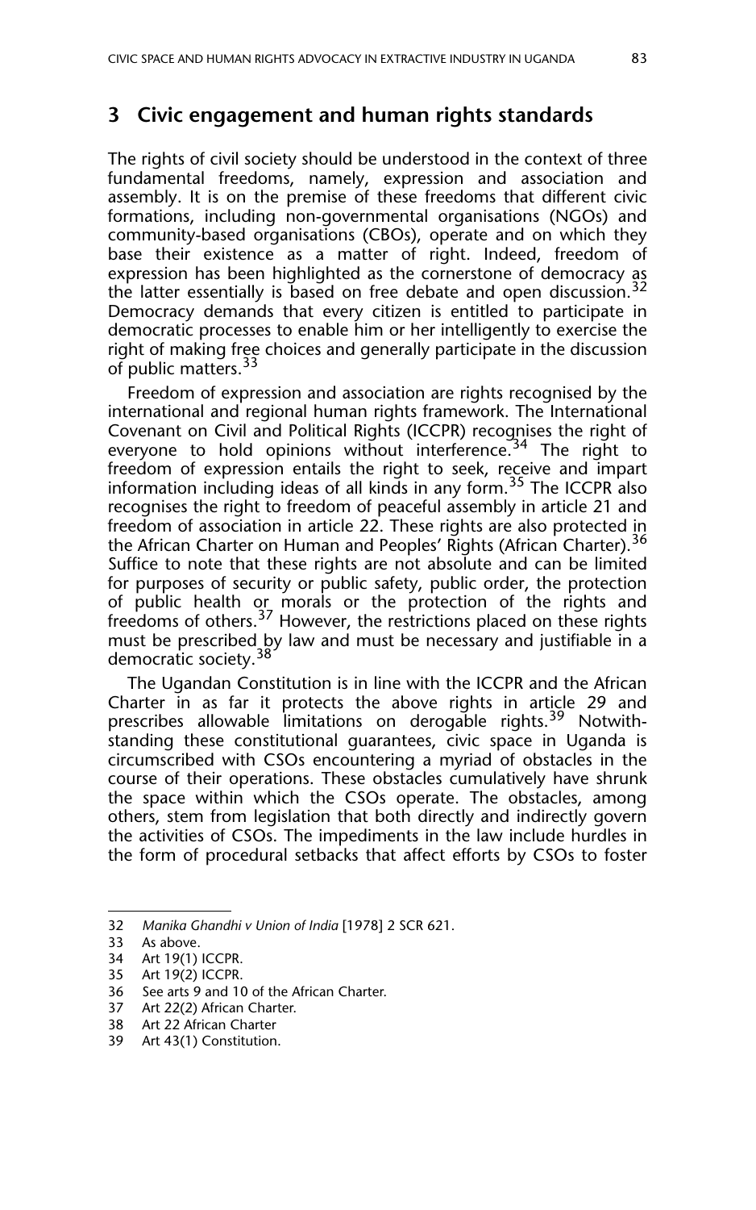## 3 Civic engagement and human rights standards

The rights of civil society should be understood in the context of three fundamental freedoms, namely, expression and association and assembly. It is on the premise of these freedoms that different civic formations, including non-governmental organisations (NGOs) and community-based organisations (CBOs), operate and on which they base their existence as a matter of right. Indeed, freedom of expression has been highlighted as the cornerstone of democracy as the latter essentially is based on free debate and open discussion.[32] Democracy demands that every citizen is entitled to participate in democratic processes to enable him or her intelligently to exercise the right of making free choices and generally participate in the discussion of public matters.[33]

Freedom of expression and association are rights recognised by the international and regional human rights framework. The International Covenant on Civil and Political Rights (ICCPR) recognises the right of everyone to hold opinions without interference.[34] The right to freedom of expression entails the right to seek, receive and impart information including ideas of all kinds in any form.[35] The ICCPR also recognises the right to freedom of peaceful assembly in article 21 and freedom of association in article 22. These rights are also protected in the African Charter on Human and Peoples' Rights (African Charter).[36] Suffice to note that these rights are not absolute and can be limited for purposes of security or public safety, public order, the protection of public health or morals or the protection of the rights and freedoms of others.[37] However, the restrictions placed on these rights must be prescribed by law and must be necessary and justifiable in a democratic society.[38]

The Ugandan Constitution is in line with the ICCPR and the African Charter in as far it protects the above rights in article 29 and prescribes allowable limitations on derogable rights.[39] Notwithstanding these constitutional guarantees, civic space in Uganda is circumscribed with CSOs encountering a myriad of obstacles in the course of their operations. These obstacles cumulatively have shrunk the space within which the CSOs operate. The obstacles, among others, stem from legislation that both directly and indirectly govern the activities of CSOs. The impediments in the law include hurdles in the form of procedural setbacks that affect efforts by CSOs to foster

---

32 *Manika Ghandhi v Union of India* [1978] 2 SCR 621.

33 As above.

34 Art 19(1) ICCPR.

35 Art 19(2) ICCPR.

36 See arts 9 and 10 of the African Charter.

37 Art 22(2) African Charter.

38 Art 22 African Charter

39 Art 43(1) Constitution.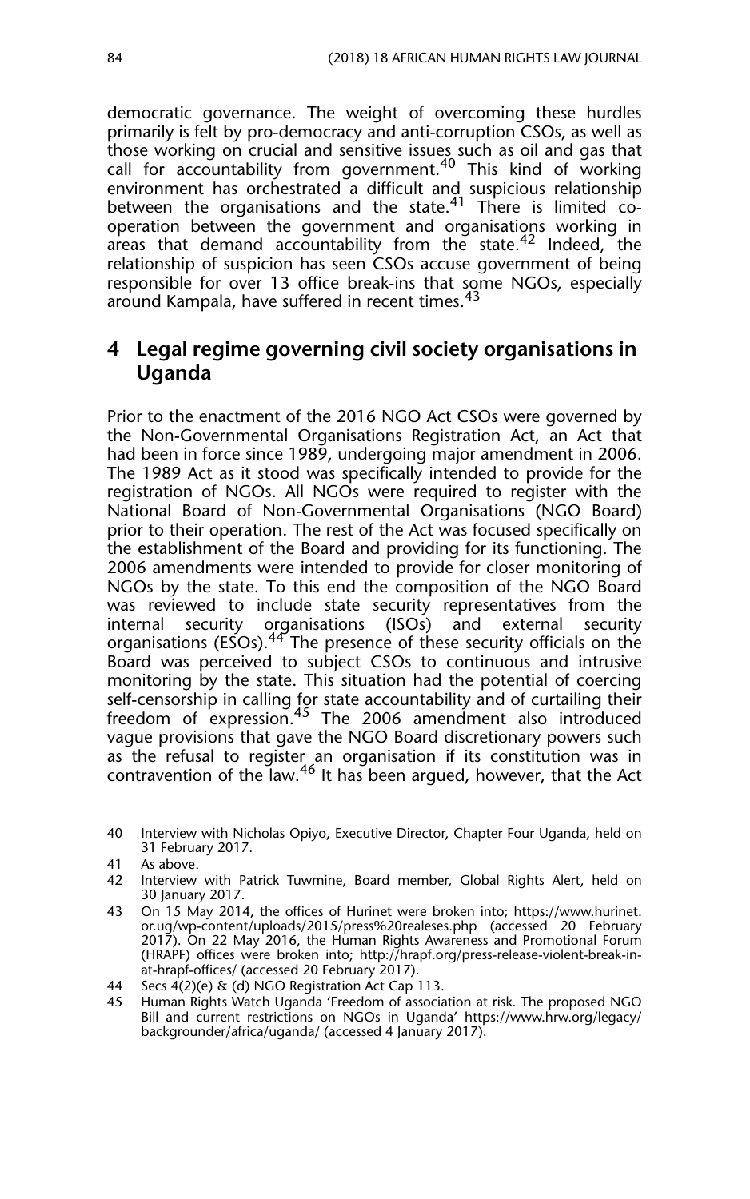democratic governance. The weight of overcoming these hurdles primarily is felt by pro-democracy and anti-corruption CSOs, as well as those working on crucial and sensitive issues such as oil and gas that call for accountability from government.[40] This kind of working environment has orchestrated a difficult and suspicious relationship between the organisations and the state.[41] There is limited co-operation between the government and organisations working in areas that demand accountability from the state.[42] Indeed, the relationship of suspicion has seen CSOs accuse government of being responsible for over 13 office break-ins that some NGOs, especially around Kampala, have suffered in recent times.[43]

## 4 Legal regime governing civil society organisations in Uganda

Prior to the enactment of the 2016 NGO Act CSOs were governed by the Non-Governmental Organisations Registration Act, an Act that had been in force since 1989, undergoing major amendment in 2006. The 1989 Act as it stood was specifically intended to provide for the registration of NGOs. All NGOs were required to register with the National Board of Non-Governmental Organisations (NGO Board) prior to their operation. The rest of the Act was focused specifically on the establishment of the Board and providing for its functioning. The 2006 amendments were intended to provide for closer monitoring of NGOs by the state. To this end the composition of the NGO Board was reviewed to include state security representatives from the internal security organisations (ISOs) and external security organisations (ESOs).[44] The presence of these security officials on the Board was perceived to subject CSOs to continuous and intrusive monitoring by the state. This situation had the potential of coercing self-censorship in calling for state accountability and of curtailing their freedom of expression.[45] The 2006 amendment also introduced vague provisions that gave the NGO Board discretionary powers such as the refusal to register an organisation if its constitution was in contravention of the law.[46] It has been argued, however, that the Act

---

40 Interview with Nicholas Opiyo, Executive Director, Chapter Four Uganda, held on 31 February 2017.

41 As above.

42 Interview with Patrick Tuwmine, Board member, Global Rights Alert, held on 30 January 2017.

43 On 15 May 2014, the offices of Hurinet were broken into; https://www.hurinet.or.ug/wp-content/uploads/2015/press%20realeses.php (accessed 20 February 2017). On 22 May 2016, the Human Rights Awareness and Promotional Forum (HRAPF) offices were broken into; http://hrapf.org/press-release-violent-break-in-at-hrapf-offices/ (accessed 20 February 2017).

44 Secs 4(2)(e) & (d) NGO Registration Act Cap 113.

45 Human Rights Watch Uganda 'Freedom of association at risk. The proposed NGO Bill and current restrictions on NGOs in Uganda' https://www.hrw.org/legacy/backgrounder/africa/uganda/ (accessed 4 January 2017).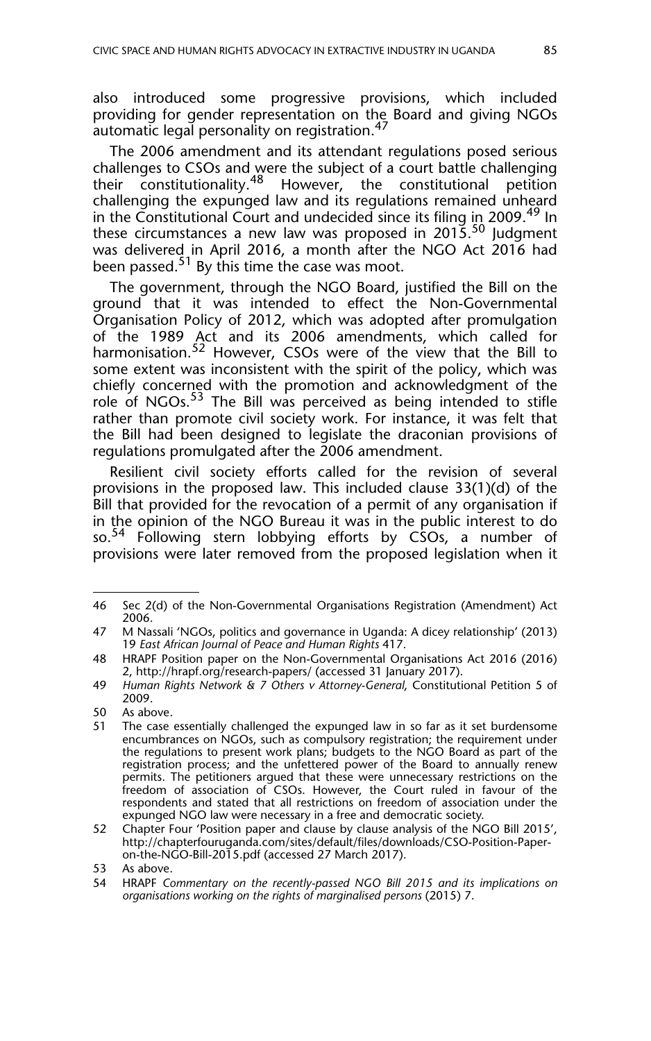also introduced some progressive provisions, which included providing for gender representation on the Board and giving NGOs automatic legal personality on registration.[47]

The 2006 amendment and its attendant regulations posed serious challenges to CSOs and were the subject of a court battle challenging their constitutionality.[48] However, the constitutional petition challenging the expunged law and its regulations remained unheard in the Constitutional Court and undecided since its filing in 2009.[49] In these circumstances a new law was proposed in 2015.[50] Judgment was delivered in April 2016, a month after the NGO Act 2016 had been passed.[51] By this time the case was moot.

The government, through the NGO Board, justified the Bill on the ground that it was intended to effect the Non-Governmental Organisation Policy of 2012, which was adopted after promulgation of the 1989 Act and its 2006 amendments, which called for harmonisation.[52] However, CSOs were of the view that the Bill to some extent was inconsistent with the spirit of the policy, which was chiefly concerned with the promotion and acknowledgment of the role of NGOs.[53] The Bill was perceived as being intended to stifle rather than promote civil society work. For instance, it was felt that the Bill had been designed to legislate the draconian provisions of regulations promulgated after the 2006 amendment.

Resilient civil society efforts called for the revision of several provisions in the proposed law. This included clause 33(1)(d) of the Bill that provided for the revocation of a permit of any organisation if in the opinion of the NGO Bureau it was in the public interest to do so.[54] Following stern lobbying efforts by CSOs, a number of provisions were later removed from the proposed legislation when it

---

46 Sec 2(d) of the Non-Governmental Organisations Registration (Amendment) Act 2006.

47 M Nassali 'NGOs, politics and governance in Uganda: A dicey relationship' (2013) 19 *East African Journal of Peace and Human Rights* 417.

48 HRAPF Position paper on the Non-Governmental Organisations Act 2016 (2016) 2, http://hrapf.org/research-papers/ (accessed 31 January 2017).

49 *Human Rights Network & 7 Others v Attorney-General*, Constitutional Petition 5 of 2009.

50 As above.

51 The case essentially challenged the expunged law in so far as it set burdensome encumbrances on NGOs, such as compulsory registration; the requirement under the regulations to present work plans; budgets to the NGO Board as part of the registration process; and the unfettered power of the Board to annually renew permits. The petitioners argued that these were unnecessary restrictions on the freedom of association of CSOs. However, the Court ruled in favour of the respondents and stated that all restrictions on freedom of association under the expunged NGO law were necessary in a free and democratic society.

52 Chapter Four 'Position paper and clause by clause analysis of the NGO Bill 2015', http://chapterfouruganda.com/sites/default/files/downloads/CSO-Position-Paper-on-the-NGO-Bill-2015.pdf (accessed 27 March 2017).

53 As above.

54 HRAPF *Commentary on the recently-passed NGO Bill 2015 and its implications on organisations working on the rights of marginalised persons* (2015) 7.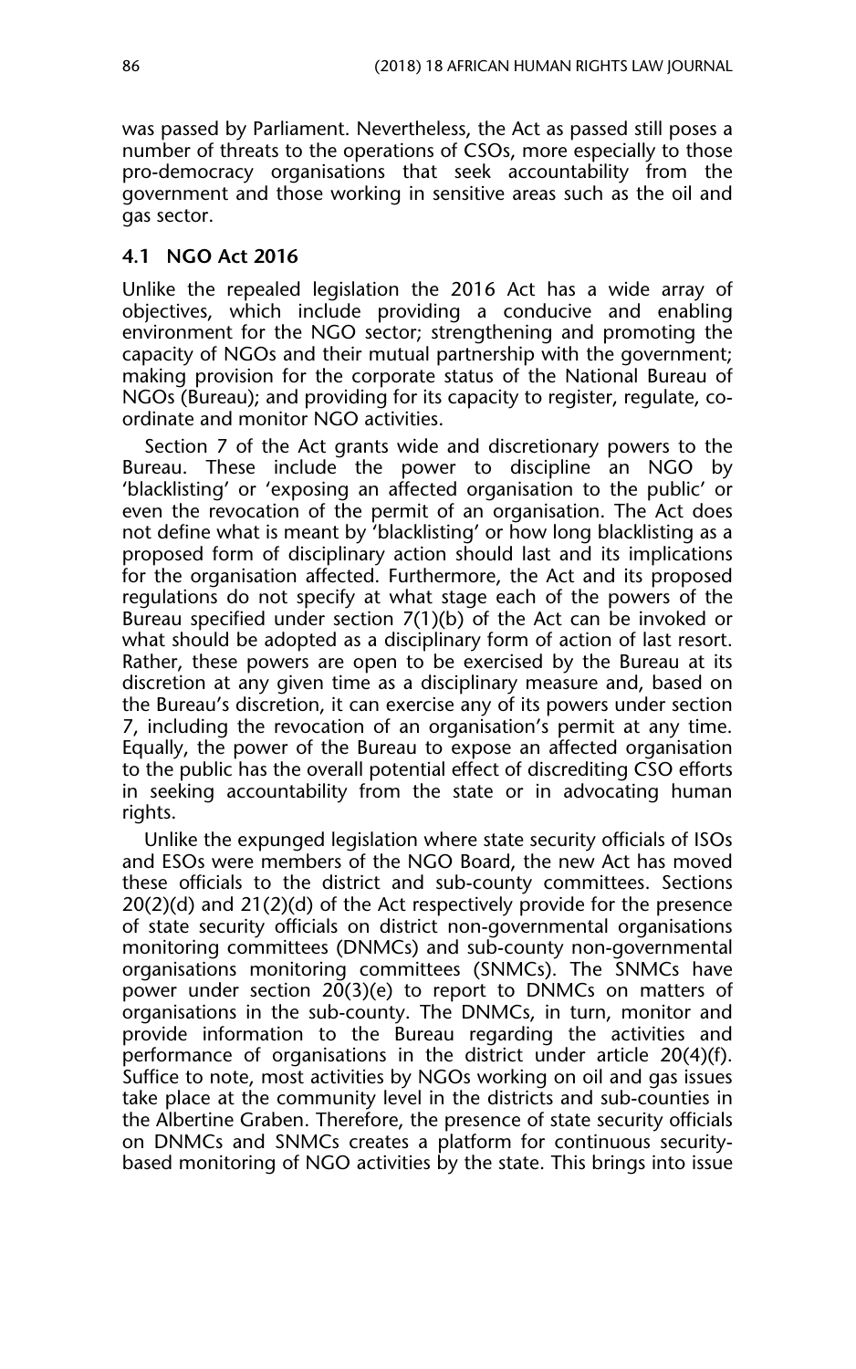was passed by Parliament. Nevertheless, the Act as passed still poses a number of threats to the operations of CSOs, more especially to those pro-democracy organisations that seek accountability from the government and those working in sensitive areas such as the oil and gas sector.

### 4.1 NGO Act 2016

Unlike the repealed legislation the 2016 Act has a wide array of objectives, which include providing a conducive and enabling environment for the NGO sector; strengthening and promoting the capacity of NGOs and their mutual partnership with the government; making provision for the corporate status of the National Bureau of NGOs (Bureau); and providing for its capacity to register, regulate, co-ordinate and monitor NGO activities.

Section 7 of the Act grants wide and discretionary powers to the Bureau. These include the power to discipline an NGO by 'blacklisting' or 'exposing an affected organisation to the public' or even the revocation of the permit of an organisation. The Act does not define what is meant by 'blacklisting' or how long blacklisting as a proposed form of disciplinary action should last and its implications for the organisation affected. Furthermore, the Act and its proposed regulations do not specify at what stage each of the powers of the Bureau specified under section 7(1)(b) of the Act can be invoked or what should be adopted as a disciplinary form of action of last resort. Rather, these powers are open to be exercised by the Bureau at its discretion at any given time as a disciplinary measure and, based on the Bureau's discretion, it can exercise any of its powers under section 7, including the revocation of an organisation's permit at any time. Equally, the power of the Bureau to expose an affected organisation to the public has the overall potential effect of discrediting CSO efforts in seeking accountability from the state or in advocating human rights.

Unlike the expunged legislation where state security officials of ISOs and ESOs were members of the NGO Board, the new Act has moved these officials to the district and sub-county committees. Sections 20(2)(d) and 21(2)(d) of the Act respectively provide for the presence of state security officials on district non-governmental organisations monitoring committees (DNMCs) and sub-county non-governmental organisations monitoring committees (SNMCs). The SNMCs have power under section 20(3)(e) to report to DNMCs on matters of organisations in the sub-county. The DNMCs, in turn, monitor and provide information to the Bureau regarding the activities and performance of organisations in the district under article 20(4)(f). Suffice to note, most activities by NGOs working on oil and gas issues take place at the community level in the districts and sub-counties in the Albertine Graben. Therefore, the presence of state security officials on DNMCs and SNMCs creates a platform for continuous security-based monitoring of NGO activities by the state. This brings into issue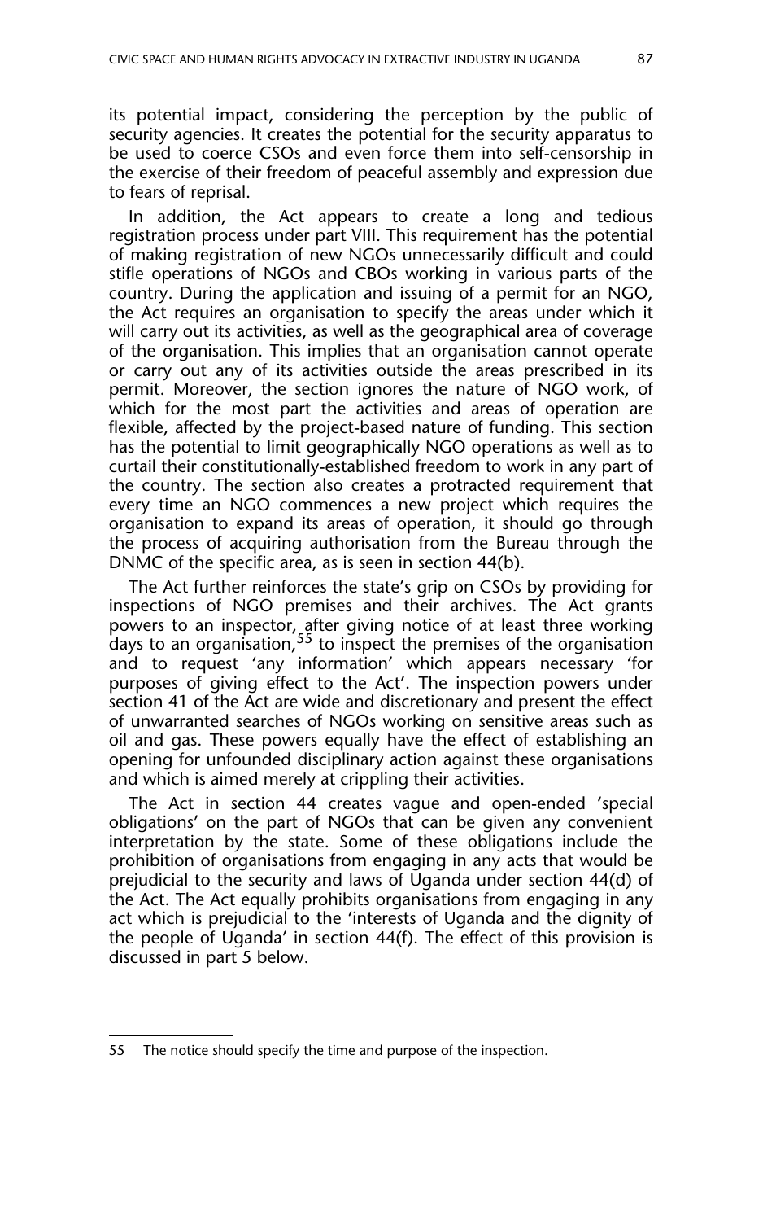its potential impact, considering the perception by the public of security agencies. It creates the potential for the security apparatus to be used to coerce CSOs and even force them into self-censorship in the exercise of their freedom of peaceful assembly and expression due to fears of reprisal.

In addition, the Act appears to create a long and tedious registration process under part VIII. This requirement has the potential of making registration of new NGOs unnecessarily difficult and could stifle operations of NGOs and CBOs working in various parts of the country. During the application and issuing of a permit for an NGO, the Act requires an organisation to specify the areas under which it will carry out its activities, as well as the geographical area of coverage of the organisation. This implies that an organisation cannot operate or carry out any of its activities outside the areas prescribed in its permit. Moreover, the section ignores the nature of NGO work, of which for the most part the activities and areas of operation are flexible, affected by the project-based nature of funding. This section has the potential to limit geographically NGO operations as well as to curtail their constitutionally-established freedom to work in any part of the country. The section also creates a protracted requirement that every time an NGO commences a new project which requires the organisation to expand its areas of operation, it should go through the process of acquiring authorisation from the Bureau through the DNMC of the specific area, as is seen in section 44(b).

The Act further reinforces the state's grip on CSOs by providing for inspections of NGO premises and their archives. The Act grants powers to an inspector, after giving notice of at least three working days to an organisation,[55] to inspect the premises of the organisation and to request 'any information' which appears necessary 'for purposes of giving effect to the Act'. The inspection powers under section 41 of the Act are wide and discretionary and present the effect of unwarranted searches of NGOs working on sensitive areas such as oil and gas. These powers equally have the effect of establishing an opening for unfounded disciplinary action against these organisations and which is aimed merely at crippling their activities.

The Act in section 44 creates vague and open-ended 'special obligations' on the part of NGOs that can be given any convenient interpretation by the state. Some of these obligations include the prohibition of organisations from engaging in any acts that would be prejudicial to the security and laws of Uganda under section 44(d) of the Act. The Act equally prohibits organisations from engaging in any act which is prejudicial to the 'interests of Uganda and the dignity of the people of Uganda' in section 44(f). The effect of this provision is discussed in part 5 below.

---

55 The notice should specify the time and purpose of the inspection.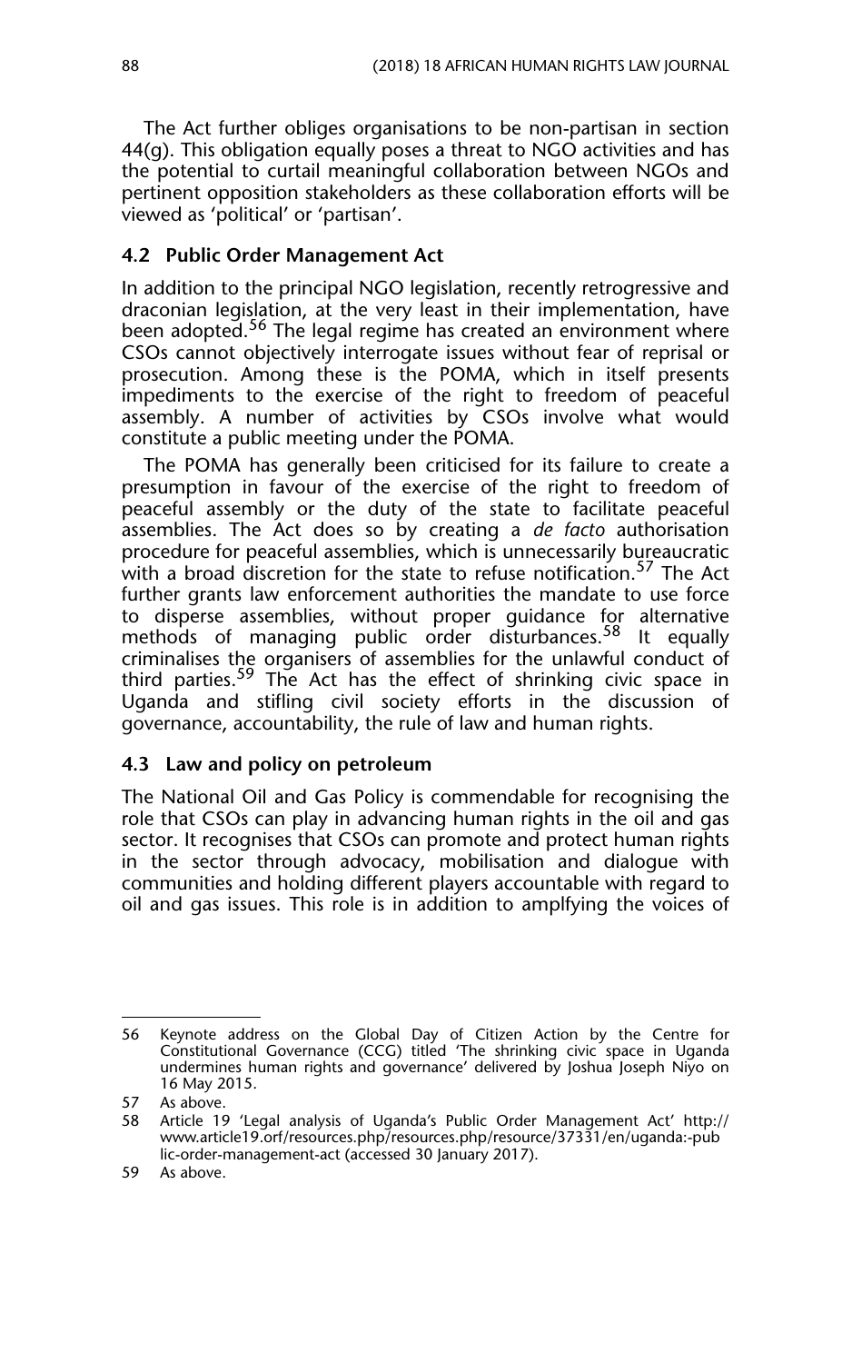The Act further obliges organisations to be non-partisan in section 44(g). This obligation equally poses a threat to NGO activities and has the potential to curtail meaningful collaboration between NGOs and pertinent opposition stakeholders as these collaboration efforts will be viewed as 'political' or 'partisan'.

### 4.2 Public Order Management Act

In addition to the principal NGO legislation, recently retrogressive and draconian legislation, at the very least in their implementation, have been adopted.[56] The legal regime has created an environment where CSOs cannot objectively interrogate issues without fear of reprisal or prosecution. Among these is the POMA, which in itself presents impediments to the exercise of the right to freedom of peaceful assembly. A number of activities by CSOs involve what would constitute a public meeting under the POMA.

The POMA has generally been criticised for its failure to create a presumption in favour of the exercise of the right to freedom of peaceful assembly or the duty of the state to facilitate peaceful assemblies. The Act does so by creating a *de facto* authorisation procedure for peaceful assemblies, which is unnecessarily bureaucratic with a broad discretion for the state to refuse notification.[57] The Act further grants law enforcement authorities the mandate to use force to disperse assemblies, without proper guidance for alternative methods of managing public order disturbances.[58] It equally criminalises the organisers of assemblies for the unlawful conduct of third parties.[59] The Act has the effect of shrinking civic space in Uganda and stifling civil society efforts in the discussion of governance, accountability, the rule of law and human rights.

### 4.3 Law and policy on petroleum

The National Oil and Gas Policy is commendable for recognising the role that CSOs can play in advancing human rights in the oil and gas sector. It recognises that CSOs can promote and protect human rights in the sector through advocacy, mobilisation and dialogue with communities and holding different players accountable with regard to oil and gas issues. This role is in addition to amplfying the voices of

---

56 Keynote address on the Global Day of Citizen Action by the Centre for Constitutional Governance (CCG) titled 'The shrinking civic space in Uganda undermines human rights and governance' delivered by Joshua Joseph Niyo on 16 May 2015.

57 As above.

58 Article 19 'Legal analysis of Uganda's Public Order Management Act' http://www.article19.orf/resources.php/resources.php/resource/37331/en/uganda:-public-order-management-act (accessed 30 January 2017).

59 As above.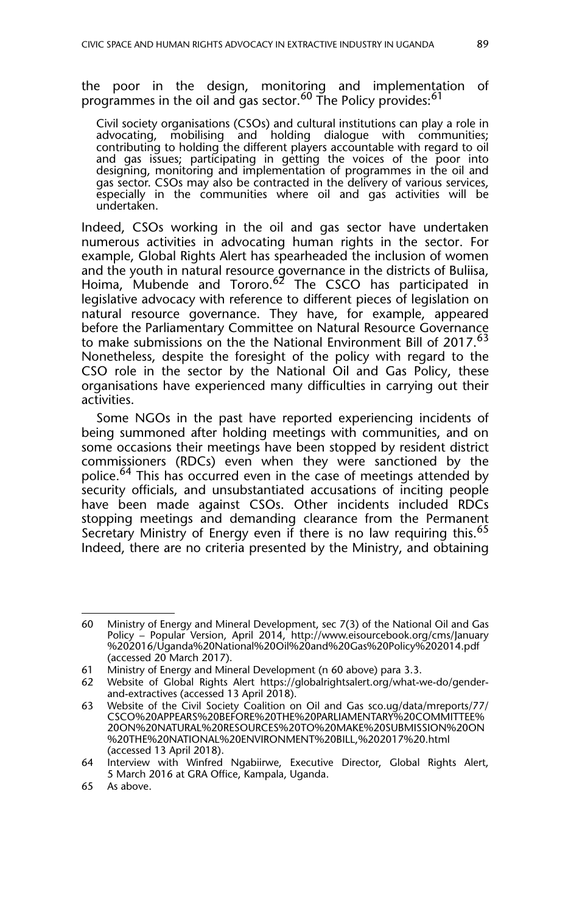the poor in the design, monitoring and implementation of programmes in the oil and gas sector.[60] The Policy provides:[61]

> Civil society organisations (CSOs) and cultural institutions can play a role in advocating, mobilising and holding dialogue with communities; contributing to holding the different players accountable with regard to oil and gas issues; participating in getting the voices of the poor into designing, monitoring and implementation of programmes in the oil and gas sector. CSOs may also be contracted in the delivery of various services, especially in the communities where oil and gas activities will be undertaken.

Indeed, CSOs working in the oil and gas sector have undertaken numerous activities in advocating human rights in the sector. For example, Global Rights Alert has spearheaded the inclusion of women and the youth in natural resource governance in the districts of Buliisa, Hoima, Mubende and Tororo.[62] The CSCO has participated in legislative advocacy with reference to different pieces of legislation on natural resource governance. They have, for example, appeared before the Parliamentary Committee on Natural Resource Governance to make submissions on the the National Environment Bill of 2017.[63] Nonetheless, despite the foresight of the policy with regard to the CSO role in the sector by the National Oil and Gas Policy, these organisations have experienced many difficulties in carrying out their activities.

Some NGOs in the past have reported experiencing incidents of being summoned after holding meetings with communities, and on some occasions their meetings have been stopped by resident district commissioners (RDCs) even when they were sanctioned by the police.[64] This has occurred even in the case of meetings attended by security officials, and unsubstantiated accusations of inciting people have been made against CSOs. Other incidents included RDCs stopping meetings and demanding clearance from the Permanent Secretary Ministry of Energy even if there is no law requiring this.[65] Indeed, there are no criteria presented by the Ministry, and obtaining

---

60 Ministry of Energy and Mineral Development, sec 7(3) of the National Oil and Gas Policy – Popular Version, April 2014, http://www.eisourcebook.org/cms/January%202016/Uganda%20National%20Oil%20and%20Gas%20Policy%202014.pdf (accessed 20 March 2017).

61 Ministry of Energy and Mineral Development (n 60 above) para 3.3.

62 Website of Global Rights Alert https://globalrightsalert.org/what-we-do/gender-and-extractives (accessed 13 April 2018).

63 Website of the Civil Society Coalition on Oil and Gas sco.ug/data/mreports/77/CSCO%20APPEARS%20BEFORE%20THE%20PARLIAMENTARY%20COMMITTEE%20ON%20NATURAL%20RESOURCES%20TO%20MAKE%20SUBMISSION%20ON%20THE%20NATIONAL%20ENVIRONMENT%20BILL,%202017%20.html (accessed 13 April 2018).

64 Interview with Winfred Ngabiirwe, Executive Director, Global Rights Alert, 5 March 2016 at GRA Office, Kampala, Uganda.

65 As above.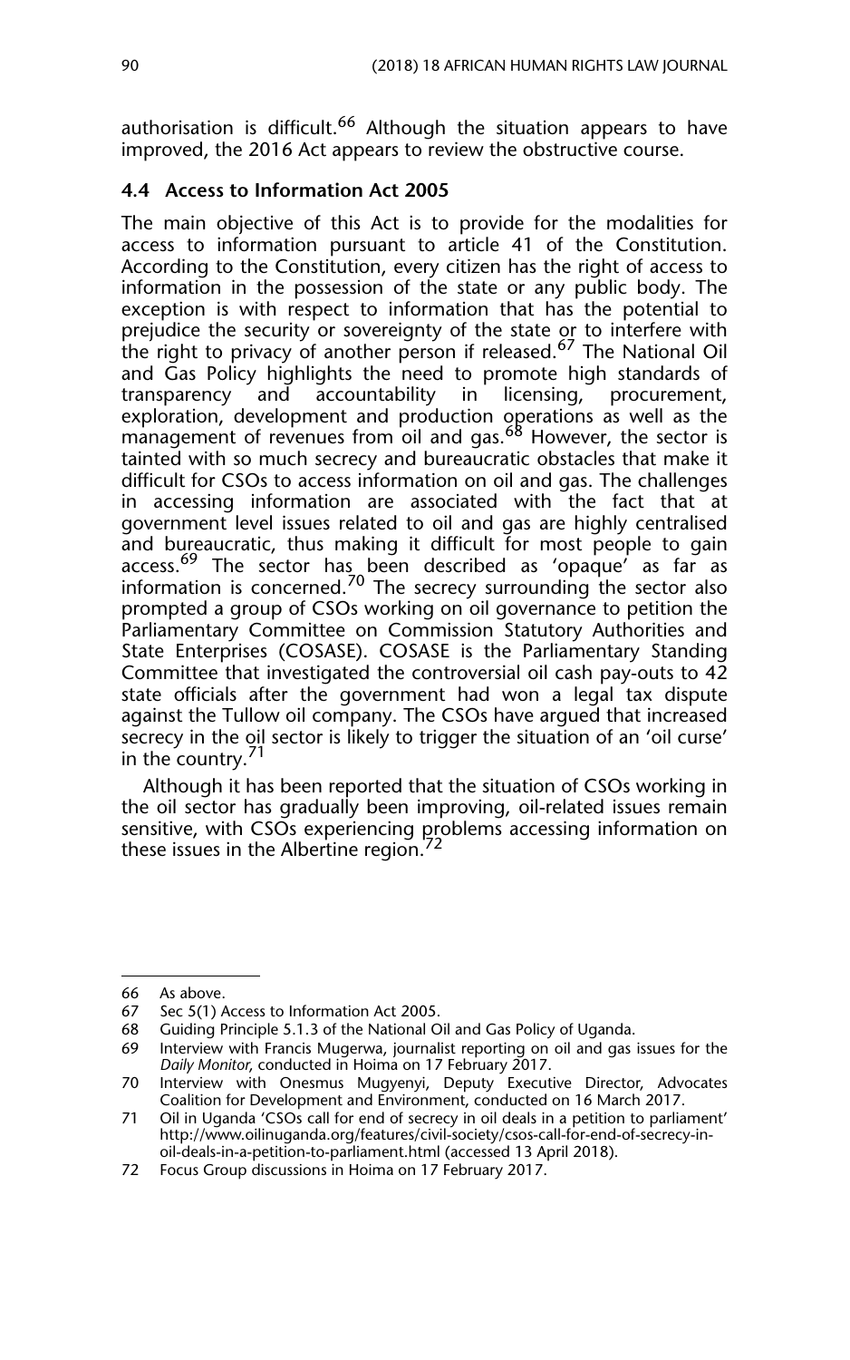authorisation is difficult.[66] Although the situation appears to have improved, the 2016 Act appears to review the obstructive course.

### 4.4 Access to Information Act 2005

The main objective of this Act is to provide for the modalities for access to information pursuant to article 41 of the Constitution. According to the Constitution, every citizen has the right of access to information in the possession of the state or any public body. The exception is with respect to information that has the potential to prejudice the security or sovereignty of the state or to interfere with the right to privacy of another person if released.[67] The National Oil and Gas Policy highlights the need to promote high standards of transparency and accountability in licensing, procurement, exploration, development and production operations as well as the management of revenues from oil and gas.[68] However, the sector is tainted with so much secrecy and bureaucratic obstacles that make it difficult for CSOs to access information on oil and gas. The challenges in accessing information are associated with the fact that at government level issues related to oil and gas are highly centralised and bureaucratic, thus making it difficult for most people to gain access.[69] The sector has been described as 'opaque' as far as information is concerned.[70] The secrecy surrounding the sector also prompted a group of CSOs working on oil governance to petition the Parliamentary Committee on Commission Statutory Authorities and State Enterprises (COSASE). COSASE is the Parliamentary Standing Committee that investigated the controversial oil cash pay-outs to 42 state officials after the government had won a legal tax dispute against the Tullow oil company. The CSOs have argued that increased secrecy in the oil sector is likely to trigger the situation of an 'oil curse' in the country.[71]

Although it has been reported that the situation of CSOs working in the oil sector has gradually been improving, oil-related issues remain sensitive, with CSOs experiencing problems accessing information on these issues in the Albertine region.[72]

---

66 As above.

67 Sec 5(1) Access to Information Act 2005.

68 Guiding Principle 5.1.3 of the National Oil and Gas Policy of Uganda.

69 Interview with Francis Mugerwa, journalist reporting on oil and gas issues for the *Daily Monitor*, conducted in Hoima on 17 February 2017.

70 Interview with Onesmus Mugyenyi, Deputy Executive Director, Advocates Coalition for Development and Environment, conducted on 16 March 2017.

71 Oil in Uganda 'CSOs call for end of secrecy in oil deals in a petition to parliament' http://www.oilinuganda.org/features/civil-society/csos-call-for-end-of-secrecy-in-oil-deals-in-a-petition-to-parliament.html (accessed 13 April 2018).

72 Focus Group discussions in Hoima on 17 February 2017.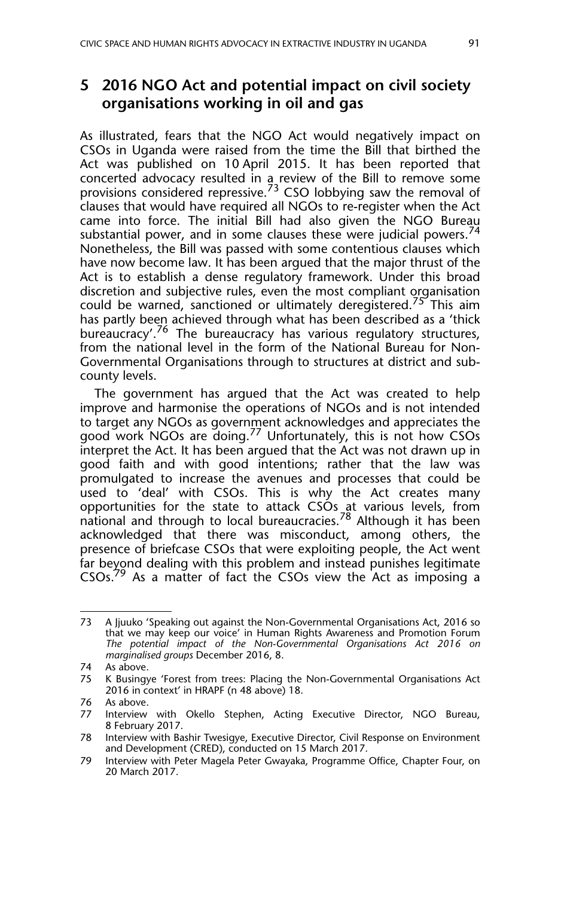## 5 2016 NGO Act and potential impact on civil society organisations working in oil and gas

As illustrated, fears that the NGO Act would negatively impact on CSOs in Uganda were raised from the time the Bill that birthed the Act was published on 10 April 2015. It has been reported that concerted advocacy resulted in a review of the Bill to remove some provisions considered repressive.[73] CSO lobbying saw the removal of clauses that would have required all NGOs to re-register when the Act came into force. The initial Bill had also given the NGO Bureau substantial power, and in some clauses these were judicial powers.[74] Nonetheless, the Bill was passed with some contentious clauses which have now become law. It has been argued that the major thrust of the Act is to establish a dense regulatory framework. Under this broad discretion and subjective rules, even the most compliant organisation could be warned, sanctioned or ultimately deregistered.[75] This aim has partly been achieved through what has been described as a 'thick bureaucracy'.[76] The bureaucracy has various regulatory structures, from the national level in the form of the National Bureau for Non-Governmental Organisations through to structures at district and sub-county levels.

The government has argued that the Act was created to help improve and harmonise the operations of NGOs and is not intended to target any NGOs as government acknowledges and appreciates the good work NGOs are doing.[77] Unfortunately, this is not how CSOs interpret the Act. It has been argued that the Act was not drawn up in good faith and with good intentions; rather that the law was promulgated to increase the avenues and processes that could be used to 'deal' with CSOs. This is why the Act creates many opportunities for the state to attack CSOs at various levels, from national and through to local bureaucracies.[78] Although it has been acknowledged that there was misconduct, among others, the presence of briefcase CSOs that were exploiting people, the Act went far beyond dealing with this problem and instead punishes legitimate CSOs.[79] As a matter of fact the CSOs view the Act as imposing a

---

73 A Jjuuko 'Speaking out against the Non-Governmental Organisations Act, 2016 so that we may keep our voice' in Human Rights Awareness and Promotion Forum *The potential impact of the Non-Governmental Organisations Act 2016 on marginalised groups* December 2016, 8.

74 As above.

75 K Busingye 'Forest from trees: Placing the Non-Governmental Organisations Act 2016 in context' in HRAPF (n 48 above) 18.

76 As above.

77 Interview with Okello Stephen, Acting Executive Director, NGO Bureau, 8 February 2017.

78 Interview with Bashir Twesigye, Executive Director, Civil Response on Environment and Development (CRED), conducted on 15 March 2017.

79 Interview with Peter Magela Peter Gwayaka, Programme Office, Chapter Four, on 20 March 2017.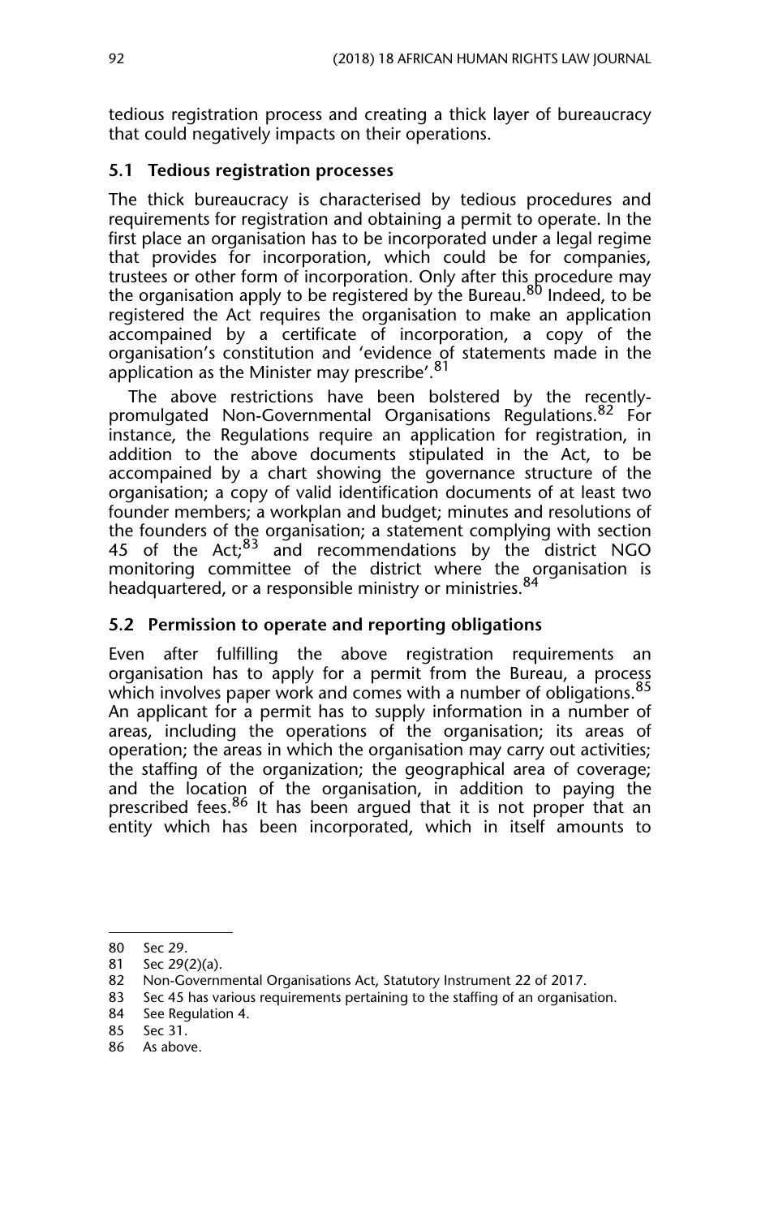tedious registration process and creating a thick layer of bureaucracy that could negatively impacts on their operations.

### 5.1 Tedious registration processes

The thick bureaucracy is characterised by tedious procedures and requirements for registration and obtaining a permit to operate. In the first place an organisation has to be incorporated under a legal regime that provides for incorporation, which could be for companies, trustees or other form of incorporation. Only after this procedure may the organisation apply to be registered by the Bureau.[80] Indeed, to be registered the Act requires the organisation to make an application accompained by a certificate of incorporation, a copy of the organisation's constitution and 'evidence of statements made in the application as the Minister may prescribe'.[81]

The above restrictions have been bolstered by the recently-promulgated Non-Governmental Organisations Regulations.[82] For instance, the Regulations require an application for registration, in addition to the above documents stipulated in the Act, to be accompained by a chart showing the governance structure of the organisation; a copy of valid identification documents of at least two founder members; a workplan and budget; minutes and resolutions of the founders of the organisation; a statement complying with section 45 of the Act;[83] and recommendations by the district NGO monitoring committee of the district where the organisation is headquartered, or a responsible ministry or ministries.[84]

### 5.2 Permission to operate and reporting obligations

Even after fulfilling the above registration requirements an organisation has to apply for a permit from the Bureau, a process which involves paper work and comes with a number of obligations.[85] An applicant for a permit has to supply information in a number of areas, including the operations of the organisation; its areas of operation; the areas in which the organisation may carry out activities; the staffing of the organization; the geographical area of coverage; and the location of the organisation, in addition to paying the prescribed fees.[86] It has been argued that it is not proper that an entity which has been incorporated, which in itself amounts to

---

80 Sec 29.

81 Sec 29(2)(a).

82 Non-Governmental Organisations Act, Statutory Instrument 22 of 2017.

83 Sec 45 has various requirements pertaining to the staffing of an organisation.

84 See Regulation 4.

85 Sec 31.

86 As above.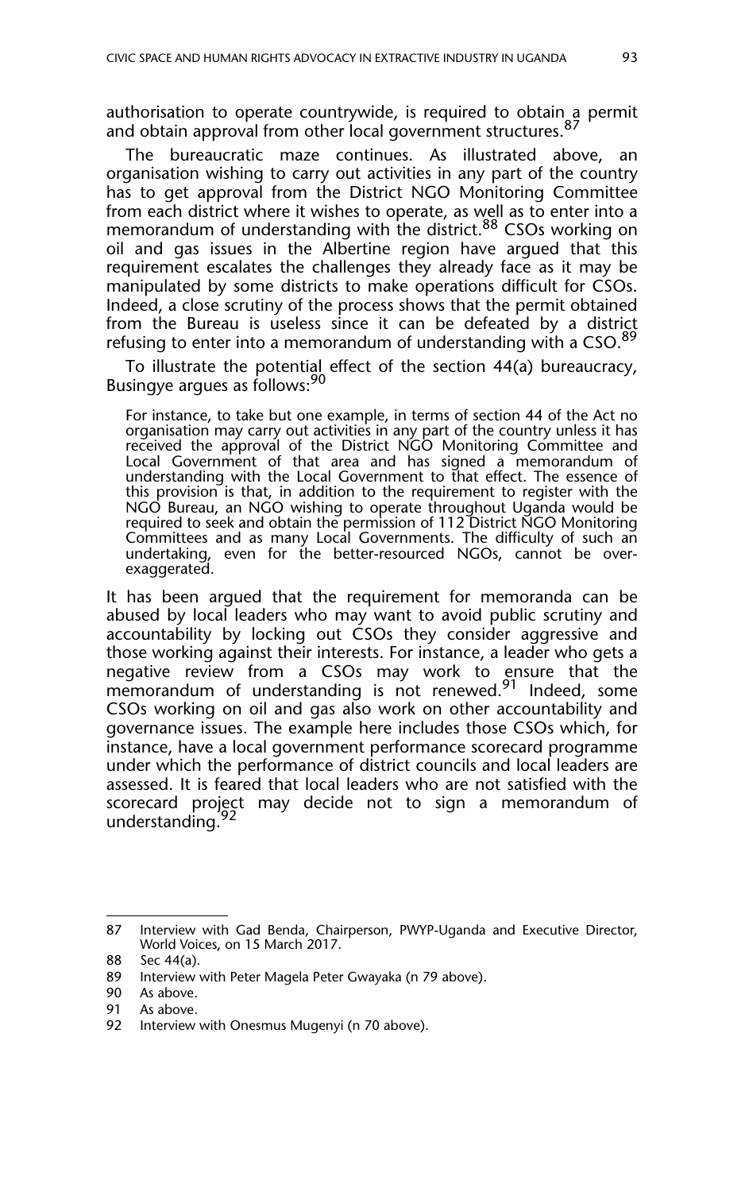authorisation to operate countrywide, is required to obtain a permit and obtain approval from other local government structures.[87]

The bureaucratic maze continues. As illustrated above, an organisation wishing to carry out activities in any part of the country has to get approval from the District NGO Monitoring Committee from each district where it wishes to operate, as well as to enter into a memorandum of understanding with the district.[88] CSOs working on oil and gas issues in the Albertine region have argued that this requirement escalates the challenges they already face as it may be manipulated by some districts to make operations difficult for CSOs. Indeed, a close scrutiny of the process shows that the permit obtained from the Bureau is useless since it can be defeated by a district refusing to enter into a memorandum of understanding with a CSO.[89]

To illustrate the potential effect of the section 44(a) bureaucracy, Busingye argues as follows:[90]

> For instance, to take but one example, in terms of section 44 of the Act no organisation may carry out activities in any part of the country unless it has received the approval of the District NGO Monitoring Committee and Local Government of that area and has signed a memorandum of understanding with the Local Government to that effect. The essence of this provision is that, in addition to the requirement to register with the NGO Bureau, an NGO wishing to operate throughout Uganda would be required to seek and obtain the permission of 112 District NGO Monitoring Committees and as many Local Governments. The difficulty of such an undertaking, even for the better-resourced NGOs, cannot be over-exaggerated.

It has been argued that the requirement for memoranda can be abused by local leaders who may want to avoid public scrutiny and accountability by locking out CSOs they consider aggressive and those working against their interests. For instance, a leader who gets a negative review from a CSOs may work to ensure that the memorandum of understanding is not renewed.[91] Indeed, some CSOs working on oil and gas also work on other accountability and governance issues. The example here includes those CSOs which, for instance, have a local government performance scorecard programme under which the performance of district councils and local leaders are assessed. It is feared that local leaders who are not satisfied with the scorecard project may decide not to sign a memorandum of understanding.[92]

---

87 Interview with Gad Benda, Chairperson, PWYP-Uganda and Executive Director, World Voices, on 15 March 2017.

88 Sec 44(a).

89 Interview with Peter Magela Peter Gwayaka (n 79 above).

90 As above.

91 As above.

92 Interview with Onesmus Mugenyi (n 70 above).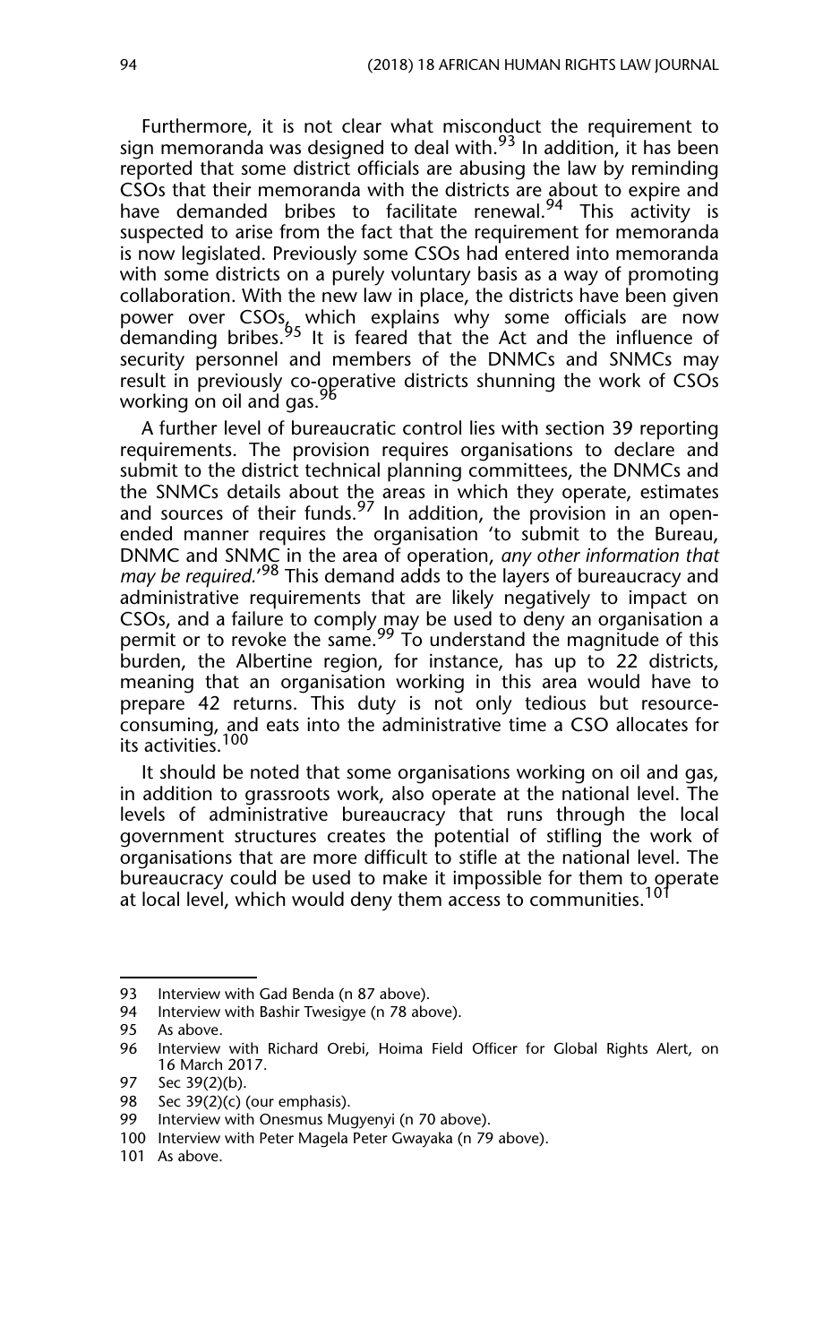Furthermore, it is not clear what misconduct the requirement to sign memoranda was designed to deal with.[93] In addition, it has been reported that some district officials are abusing the law by reminding CSOs that their memoranda with the districts are about to expire and have demanded bribes to facilitate renewal.[94] This activity is suspected to arise from the fact that the requirement for memoranda is now legislated. Previously some CSOs had entered into memoranda with some districts on a purely voluntary basis as a way of promoting collaboration. With the new law in place, the districts have been given power over CSOs, which explains why some officials are now demanding bribes.[95] It is feared that the Act and the influence of security personnel and members of the DNMCs and SNMCs may result in previously co-operative districts shunning the work of CSOs working on oil and gas.[96]

A further level of bureaucratic control lies with section 39 reporting requirements. The provision requires organisations to declare and submit to the district technical planning committees, the DNMCs and the SNMCs details about the areas in which they operate, estimates and sources of their funds.[97] In addition, the provision in an open-ended manner requires the organisation 'to submit to the Bureau, DNMC and SNMC in the area of operation, *any other information that may be required.*'[98] This demand adds to the layers of bureaucracy and administrative requirements that are likely negatively to impact on CSOs, and a failure to comply may be used to deny an organisation a permit or to revoke the same.[99] To understand the magnitude of this burden, the Albertine region, for instance, has up to 22 districts, meaning that an organisation working in this area would have to prepare 42 returns. This duty is not only tedious but resource-consuming, and eats into the administrative time a CSO allocates for its activities.[100]

It should be noted that some organisations working on oil and gas, in addition to grassroots work, also operate at the national level. The levels of administrative bureaucracy that runs through the local government structures creates the potential of stifling the work of organisations that are more difficult to stifle at the national level. The bureaucracy could be used to make it impossible for them to operate at local level, which would deny them access to communities.[101]

---

93 Interview with Gad Benda (n 87 above).

94 Interview with Bashir Twesigye (n 78 above).

95 As above.

96 Interview with Richard Orebi, Hoima Field Officer for Global Rights Alert, on 16 March 2017.

97 Sec 39(2)(b).

98 Sec 39(2)(c) (our emphasis).

99 Interview with Onesmus Mugyenyi (n 70 above).

100 Interview with Peter Magela Peter Gwayaka (n 79 above).

101 As above.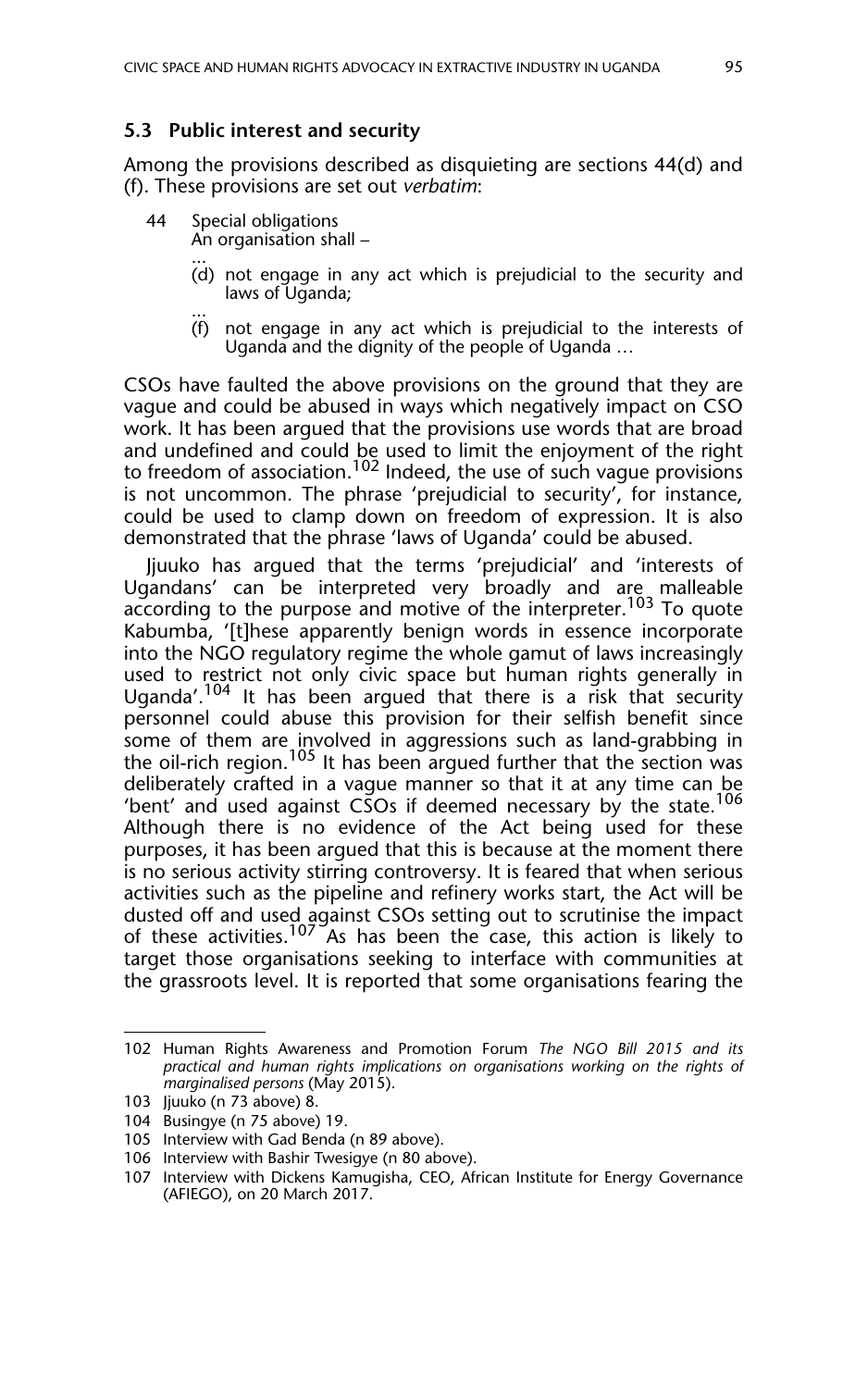### 5.3 Public interest and security

Among the provisions described as disquieting are sections 44(d) and (f). These provisions are set out *verbatim*:

> 44 Special obligations
> An organisation shall –
> …
> (d) not engage in any act which is prejudicial to the security and laws of Uganda;
> …
> (f) not engage in any act which is prejudicial to the interests of Uganda and the dignity of the people of Uganda …

CSOs have faulted the above provisions on the ground that they are vague and could be abused in ways which negatively impact on CSO work. It has been argued that the provisions use words that are broad and undefined and could be used to limit the enjoyment of the right to freedom of association.[102] Indeed, the use of such vague provisions is not uncommon. The phrase 'prejudicial to security', for instance, could be used to clamp down on freedom of expression. It is also demonstrated that the phrase 'laws of Uganda' could be abused.

Jjuuko has argued that the terms 'prejudicial' and 'interests of Ugandans' can be interpreted very broadly and are malleable according to the purpose and motive of the interpreter.[103] To quote Kabumba, '[t]hese apparently benign words in essence incorporate into the NGO regulatory regime the whole gamut of laws increasingly used to restrict not only civic space but human rights generally in Uganda'.[104] It has been argued that there is a risk that security personnel could abuse this provision for their selfish benefit since some of them are involved in aggressions such as land-grabbing in the oil-rich region.[105] It has been argued further that the section was deliberately crafted in a vague manner so that it at any time can be 'bent' and used against CSOs if deemed necessary by the state.[106] Although there is no evidence of the Act being used for these purposes, it has been argued that this is because at the moment there is no serious activity stirring controversy. It is feared that when serious activities such as the pipeline and refinery works start, the Act will be dusted off and used against CSOs setting out to scrutinise the impact of these activities.[107] As has been the case, this action is likely to target those organisations seeking to interface with communities at the grassroots level. It is reported that some organisations fearing the

---

102 Human Rights Awareness and Promotion Forum *The NGO Bill 2015 and its practical and human rights implications on organisations working on the rights of marginalised persons* (May 2015).

103 Jjuuko (n 73 above) 8.

104 Busingye (n 75 above) 19.

105 Interview with Gad Benda (n 89 above).

106 Interview with Bashir Twesigye (n 80 above).

107 Interview with Dickens Kamugisha, CEO, African Institute for Energy Governance (AFIEGO), on 20 March 2017.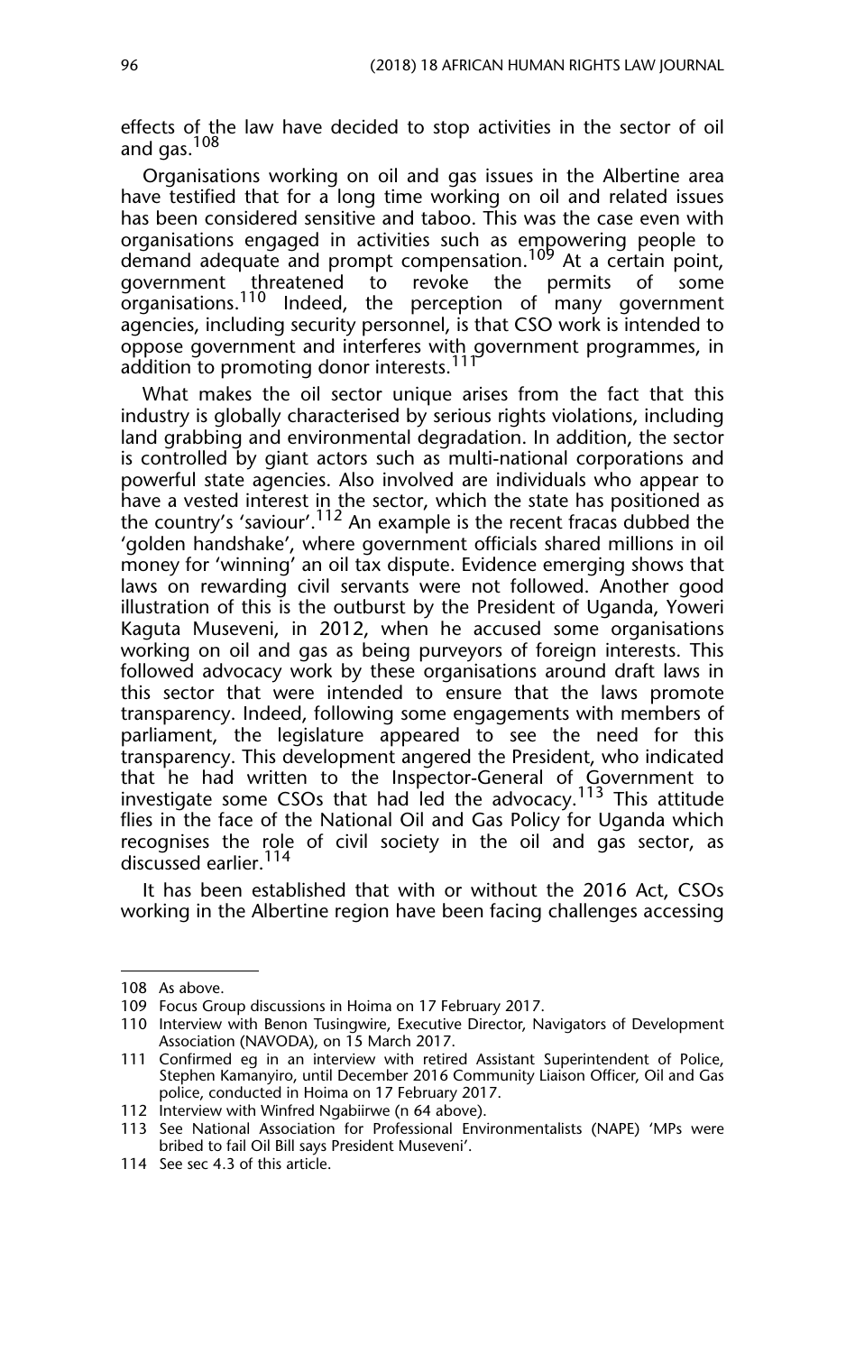effects of the law have decided to stop activities in the sector of oil and gas.[108]

Organisations working on oil and gas issues in the Albertine area have testified that for a long time working on oil and related issues has been considered sensitive and taboo. This was the case even with organisations engaged in activities such as empowering people to demand adequate and prompt compensation.[109] At a certain point, government threatened to revoke the permits of some organisations.[110] Indeed, the perception of many government agencies, including security personnel, is that CSO work is intended to oppose government and interferes with government programmes, in addition to promoting donor interests.[111]

What makes the oil sector unique arises from the fact that this industry is globally characterised by serious rights violations, including land grabbing and environmental degradation. In addition, the sector is controlled by giant actors such as multi-national corporations and powerful state agencies. Also involved are individuals who appear to have a vested interest in the sector, which the state has positioned as the country's 'saviour'.[112] An example is the recent fracas dubbed the 'golden handshake', where government officials shared millions in oil money for 'winning' an oil tax dispute. Evidence emerging shows that laws on rewarding civil servants were not followed. Another good illustration of this is the outburst by the President of Uganda, Yoweri Kaguta Museveni, in 2012, when he accused some organisations working on oil and gas as being purveyors of foreign interests. This followed advocacy work by these organisations around draft laws in this sector that were intended to ensure that the laws promote transparency. Indeed, following some engagements with members of parliament, the legislature appeared to see the need for this transparency. This development angered the President, who indicated that he had written to the Inspector-General of Government to investigate some CSOs that had led the advocacy.[113] This attitude flies in the face of the National Oil and Gas Policy for Uganda which recognises the role of civil society in the oil and gas sector, as discussed earlier.[114]

It has been established that with or without the 2016 Act, CSOs working in the Albertine region have been facing challenges accessing

---

108 As above.

109 Focus Group discussions in Hoima on 17 February 2017.

110 Interview with Benon Tusingwire, Executive Director, Navigators of Development Association (NAVODA), on 15 March 2017.

111 Confirmed eg in an interview with retired Assistant Superintendent of Police, Stephen Kamanyiro, until December 2016 Community Liaison Officer, Oil and Gas police, conducted in Hoima on 17 February 2017.

112 Interview with Winfred Ngabiirwe (n 64 above).

113 See National Association for Professional Environmentalists (NAPE) 'MPs were bribed to fail Oil Bill says President Museveni'.

114 See sec 4.3 of this article.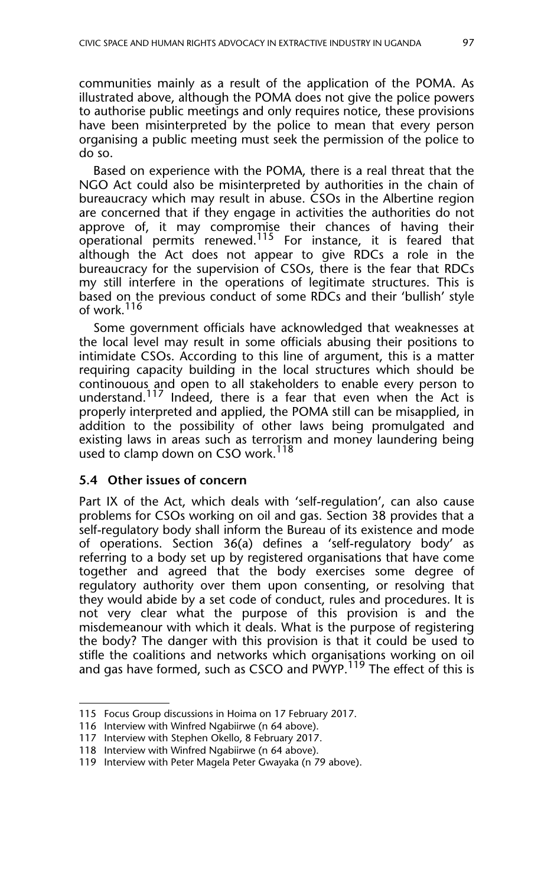communities mainly as a result of the application of the POMA. As illustrated above, although the POMA does not give the police powers to authorise public meetings and only requires notice, these provisions have been misinterpreted by the police to mean that every person organising a public meeting must seek the permission of the police to do so.

Based on experience with the POMA, there is a real threat that the NGO Act could also be misinterpreted by authorities in the chain of bureaucracy which may result in abuse. CSOs in the Albertine region are concerned that if they engage in activities the authorities do not approve of, it may compromise their chances of having their operational permits renewed.[115] For instance, it is feared that although the Act does not appear to give RDCs a role in the bureaucracy for the supervision of CSOs, there is the fear that RDCs my still interfere in the operations of legitimate structures. This is based on the previous conduct of some RDCs and their 'bullish' style of work.[116]

Some government officials have acknowledged that weaknesses at the local level may result in some officials abusing their positions to intimidate CSOs. According to this line of argument, this is a matter requiring capacity building in the local structures which should be continouous and open to all stakeholders to enable every person to understand.[117] Indeed, there is a fear that even when the Act is properly interpreted and applied, the POMA still can be misapplied, in addition to the possibility of other laws being promulgated and existing laws in areas such as terrorism and money laundering being used to clamp down on CSO work.[118]

### 5.4 Other issues of concern

Part IX of the Act, which deals with 'self-regulation', can also cause problems for CSOs working on oil and gas. Section 38 provides that a self-regulatory body shall inform the Bureau of its existence and mode of operations. Section 36(a) defines a 'self-regulatory body' as referring to a body set up by registered organisations that have come together and agreed that the body exercises some degree of regulatory authority over them upon consenting, or resolving that they would abide by a set code of conduct, rules and procedures. It is not very clear what the purpose of this provision is and the misdemeanour with which it deals. What is the purpose of registering the body? The danger with this provision is that it could be used to stifle the coalitions and networks which organisations working on oil and gas have formed, such as CSCO and PWYP.[119] The effect of this is

---

115 Focus Group discussions in Hoima on 17 February 2017.

116 Interview with Winfred Ngabiirwe (n 64 above).

117 Interview with Stephen Okello, 8 February 2017.

118 Interview with Winfred Ngabiirwe (n 64 above).

119 Interview with Peter Magela Peter Gwayaka (n 79 above).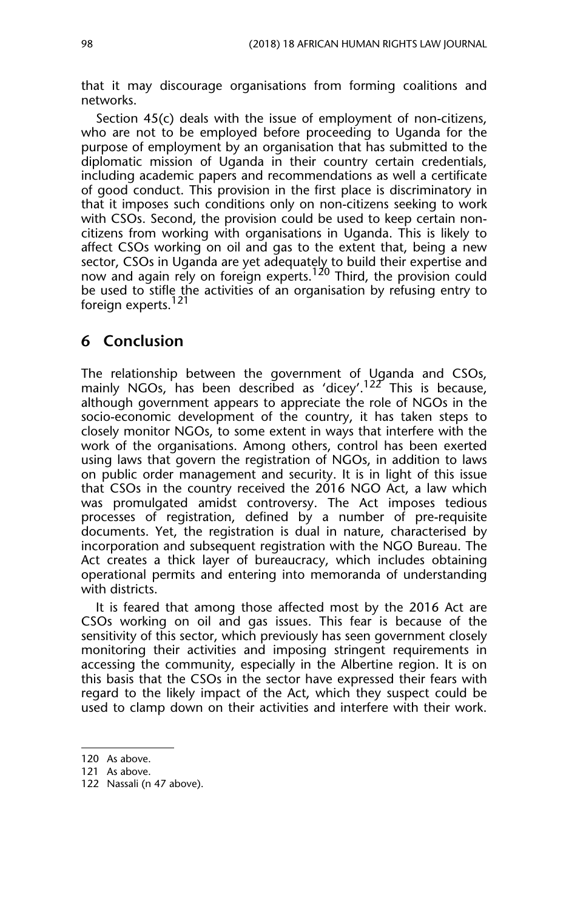that it may discourage organisations from forming coalitions and networks.

Section 45(c) deals with the issue of employment of non-citizens, who are not to be employed before proceeding to Uganda for the purpose of employment by an organisation that has submitted to the diplomatic mission of Uganda in their country certain credentials, including academic papers and recommendations as well a certificate of good conduct. This provision in the first place is discriminatory in that it imposes such conditions only on non-citizens seeking to work with CSOs. Second, the provision could be used to keep certain non-citizens from working with organisations in Uganda. This is likely to affect CSOs working on oil and gas to the extent that, being a new sector, CSOs in Uganda are yet adequately to build their expertise and now and again rely on foreign experts.[120] Third, the provision could be used to stifle the activities of an organisation by refusing entry to foreign experts.[121]

## 6 Conclusion

The relationship between the government of Uganda and CSOs, mainly NGOs, has been described as 'dicey'.[122] This is because, although government appears to appreciate the role of NGOs in the socio-economic development of the country, it has taken steps to closely monitor NGOs, to some extent in ways that interfere with the work of the organisations. Among others, control has been exerted using laws that govern the registration of NGOs, in addition to laws on public order management and security. It is in light of this issue that CSOs in the country received the 2016 NGO Act, a law which was promulgated amidst controversy. The Act imposes tedious processes of registration, defined by a number of pre-requisite documents. Yet, the registration is dual in nature, characterised by incorporation and subsequent registration with the NGO Bureau. The Act creates a thick layer of bureaucracy, which includes obtaining operational permits and entering into memoranda of understanding with districts.

It is feared that among those affected most by the 2016 Act are CSOs working on oil and gas issues. This fear is because of the sensitivity of this sector, which previously has seen government closely monitoring their activities and imposing stringent requirements in accessing the community, especially in the Albertine region. It is on this basis that the CSOs in the sector have expressed their fears with regard to the likely impact of the Act, which they suspect could be used to clamp down on their activities and interfere with their work.

---

120 As above.

121 As above.

122 Nassali (n 47 above).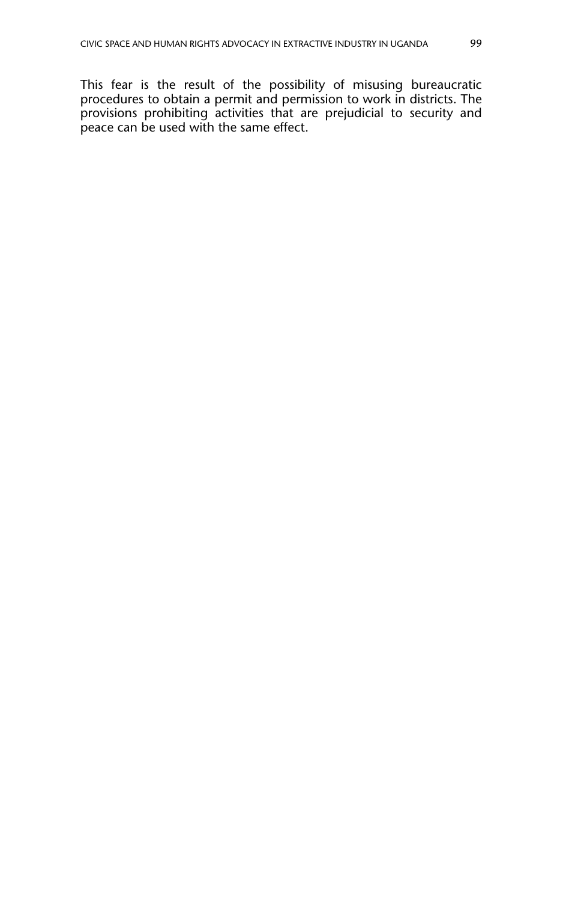This fear is the result of the possibility of misusing bureaucratic procedures to obtain a permit and permission to work in districts. The provisions prohibiting activities that are prejudicial to security and peace can be used with the same effect.